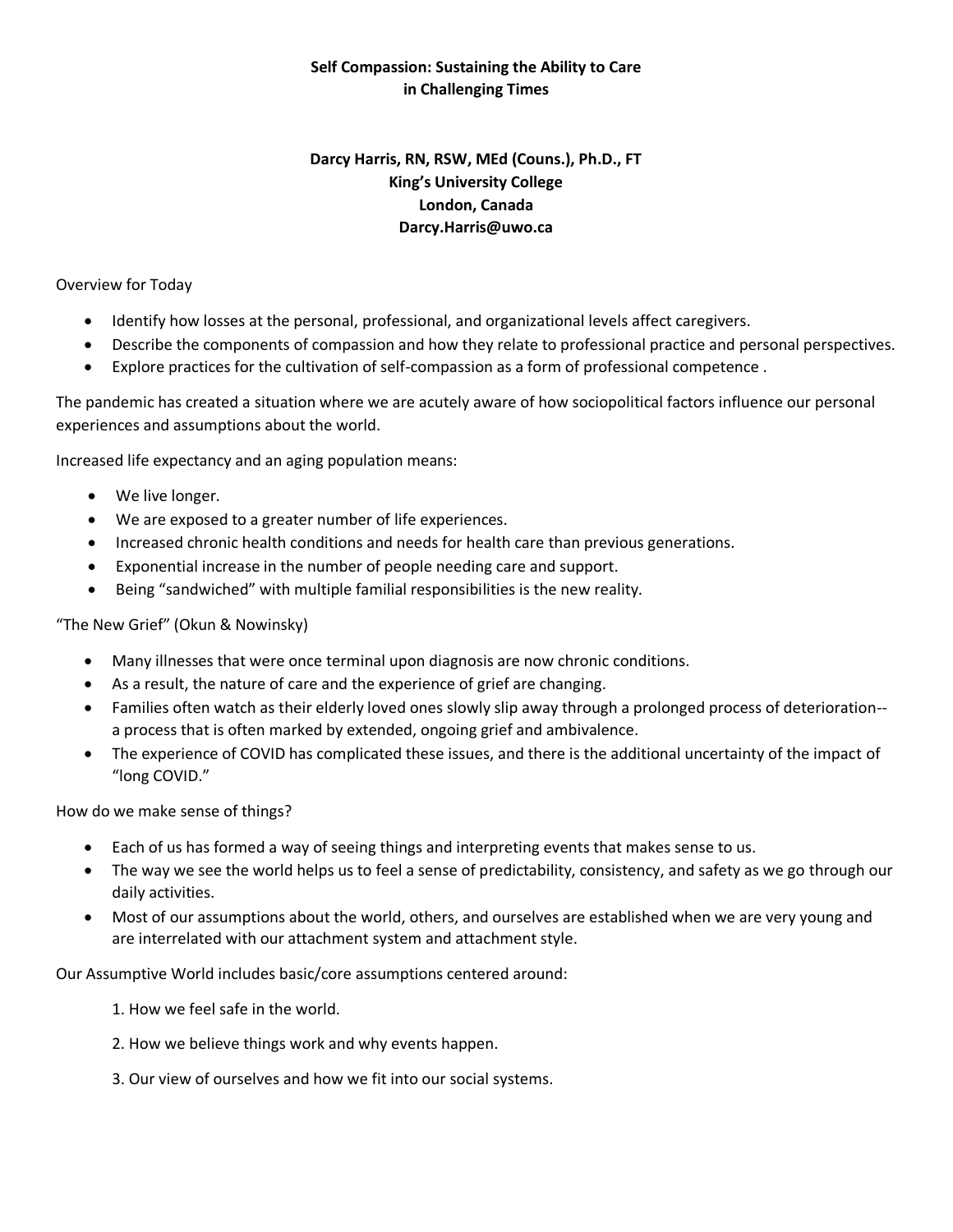**Self Compassion: Sustaining the Ability to Care in Challenging Times**

**Darcy Harris, RN, RSW, MEd (Couns.), Ph.D., FT**
**King's University College**
**London, Canada**
**Darcy.Harris@uwo.ca**

Overview for Today

- Identify how losses at the personal, professional, and organizational levels affect caregivers.
- Describe the components of compassion and how they relate to professional practice and personal perspectives.
- Explore practices for the cultivation of self-compassion as a form of professional competence .

The pandemic has created a situation where we are acutely aware of how sociopolitical factors influence our personal experiences and assumptions about the world.

Increased life expectancy and an aging population means:

- We live longer.
- We are exposed to a greater number of life experiences.
- Increased chronic health conditions and needs for health care than previous generations.
- Exponential increase in the number of people needing care and support.
- Being "sandwiched" with multiple familial responsibilities is the new reality.

"The New Grief" (Okun & Nowinsky)

- Many illnesses that were once terminal upon diagnosis are now chronic conditions.
- As a result, the nature of care and the experience of grief are changing.
- Families often watch as their elderly loved ones slowly slip away through a prolonged process of deterioration--a process that is often marked by extended, ongoing grief and ambivalence.
- The experience of COVID has complicated these issues, and there is the additional uncertainty of the impact of "long COVID."

How do we make sense of things?

- Each of us has formed a way of seeing things and interpreting events that makes sense to us.
- The way we see the world helps us to feel a sense of predictability, consistency, and safety as we go through our daily activities.
- Most of our assumptions about the world, others, and ourselves are established when we are very young and are interrelated with our attachment system and attachment style.

Our Assumptive World includes basic/core assumptions centered around:

1. How we feel safe in the world.
2. How we believe things work and why events happen.
3. Our view of ourselves and how we fit into our social systems.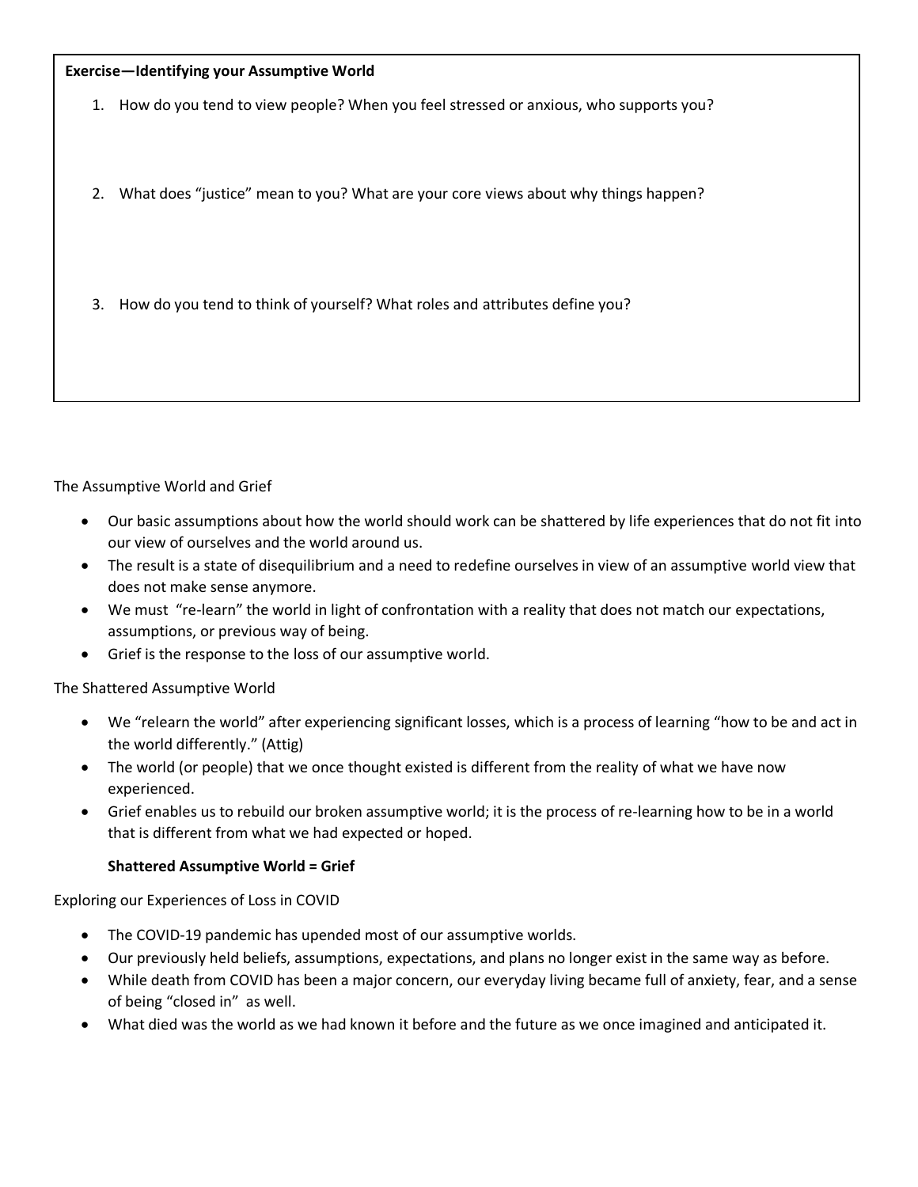**Exercise—Identifying your Assumptive World**

1. How do you tend to view people? When you feel stressed or anxious, who supports you?

2. What does "justice" mean to you? What are your core views about why things happen?

3. How do you tend to think of yourself? What roles and attributes define you?

The Assumptive World and Grief

- Our basic assumptions about how the world should work can be shattered by life experiences that do not fit into our view of ourselves and the world around us.
- The result is a state of disequilibrium and a need to redefine ourselves in view of an assumptive world view that does not make sense anymore.
- We must "re-learn" the world in light of confrontation with a reality that does not match our expectations, assumptions, or previous way of being.
- Grief is the response to the loss of our assumptive world.

The Shattered Assumptive World

- We "relearn the world" after experiencing significant losses, which is a process of learning "how to be and act in the world differently." (Attig)
- The world (or people) that we once thought existed is different from the reality of what we have now experienced.
- Grief enables us to rebuild our broken assumptive world; it is the process of re-learning how to be in a world that is different from what we had expected or hoped.

  **Shattered Assumptive World = Grief**

Exploring our Experiences of Loss in COVID

- The COVID-19 pandemic has upended most of our assumptive worlds.
- Our previously held beliefs, assumptions, expectations, and plans no longer exist in the same way as before.
- While death from COVID has been a major concern, our everyday living became full of anxiety, fear, and a sense of being "closed in" as well.
- What died was the world as we had known it before and the future as we once imagined and anticipated it.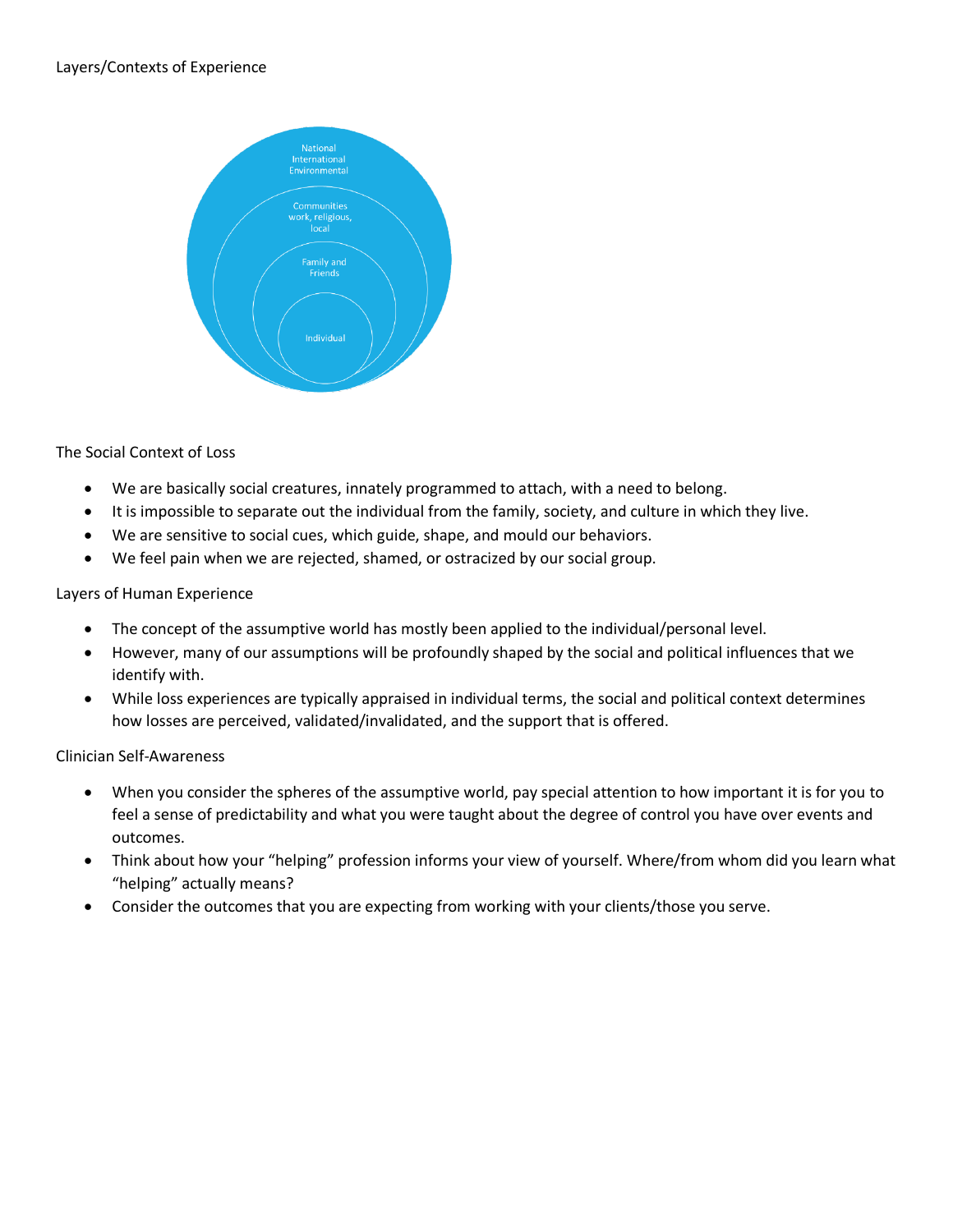Layers/Contexts of Experience

National
International
Environmental

Communities
work, religious,
local

Family and
Friends

Individual

The Social Context of Loss

- We are basically social creatures, innately programmed to attach, with a need to belong.
- It is impossible to separate out the individual from the family, society, and culture in which they live.
- We are sensitive to social cues, which guide, shape, and mould our behaviors.
- We feel pain when we are rejected, shamed, or ostracized by our social group.

Layers of Human Experience

- The concept of the assumptive world has mostly been applied to the individual/personal level.
- However, many of our assumptions will be profoundly shaped by the social and political influences that we identify with.
- While loss experiences are typically appraised in individual terms, the social and political context determines how losses are perceived, validated/invalidated, and the support that is offered.

Clinician Self-Awareness

- When you consider the spheres of the assumptive world, pay special attention to how important it is for you to feel a sense of predictability and what you were taught about the degree of control you have over events and outcomes.
- Think about how your "helping" profession informs your view of yourself. Where/from whom did you learn what "helping" actually means?
- Consider the outcomes that you are expecting from working with your clients/those you serve.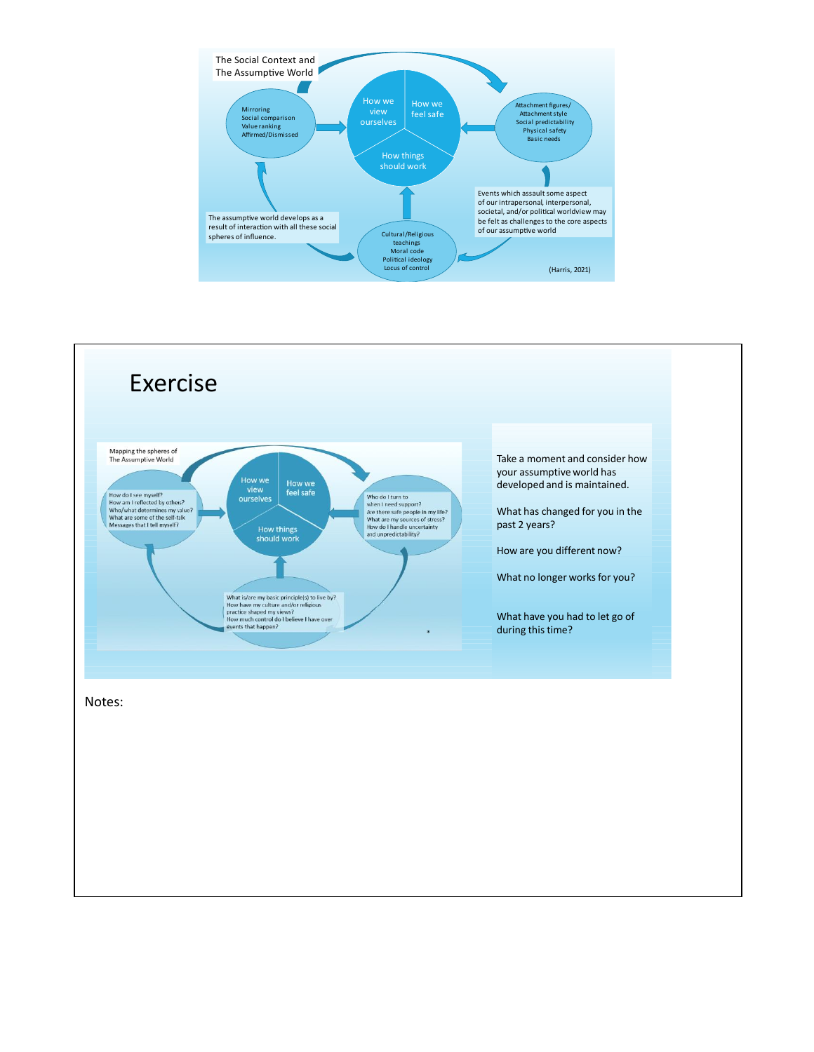The Social Context and The Assumptive World

Mirroring
Social comparison
Value ranking
Affirmed/Dismissed

How we view ourselves

How we feel safe

How things should work

Attachment figures/
Attachment style
Social predictability
Physical safety
Basic needs

Events which assault some aspect of our intrapersonal, interpersonal, societal, and/or political worldview may be felt as challenges to the core aspects of our assumptive world

The assumptive world develops as a result of interaction with all these social spheres of influence.

Cultural/Religious teachings
Moral code
Political ideology
Locus of control

(Harris, 2021)

# Exercise

Mapping the spheres of The Assumptive World

How do I see myself?
How am I reflected by others?
Who/what determines my value?
What are some of the self-talk
Messages that I tell myself?

How we view ourselves

How we feel safe

How things should work

Who do I turn to when I need support?
Are there safe people in my life?
What are my sources of stress?
How do I handle uncertainty and unpredictability?

What is/are my basic principle(s) to live by?
How have my culture and/or religious practice shaped my views?
How much control do I believe I have over events that happen?

Take a moment and consider how your assumptive world has developed and is maintained.

What has changed for you in the past 2 years?

How are you different now?

What no longer works for you?

What have you had to let go of during this time?

Notes: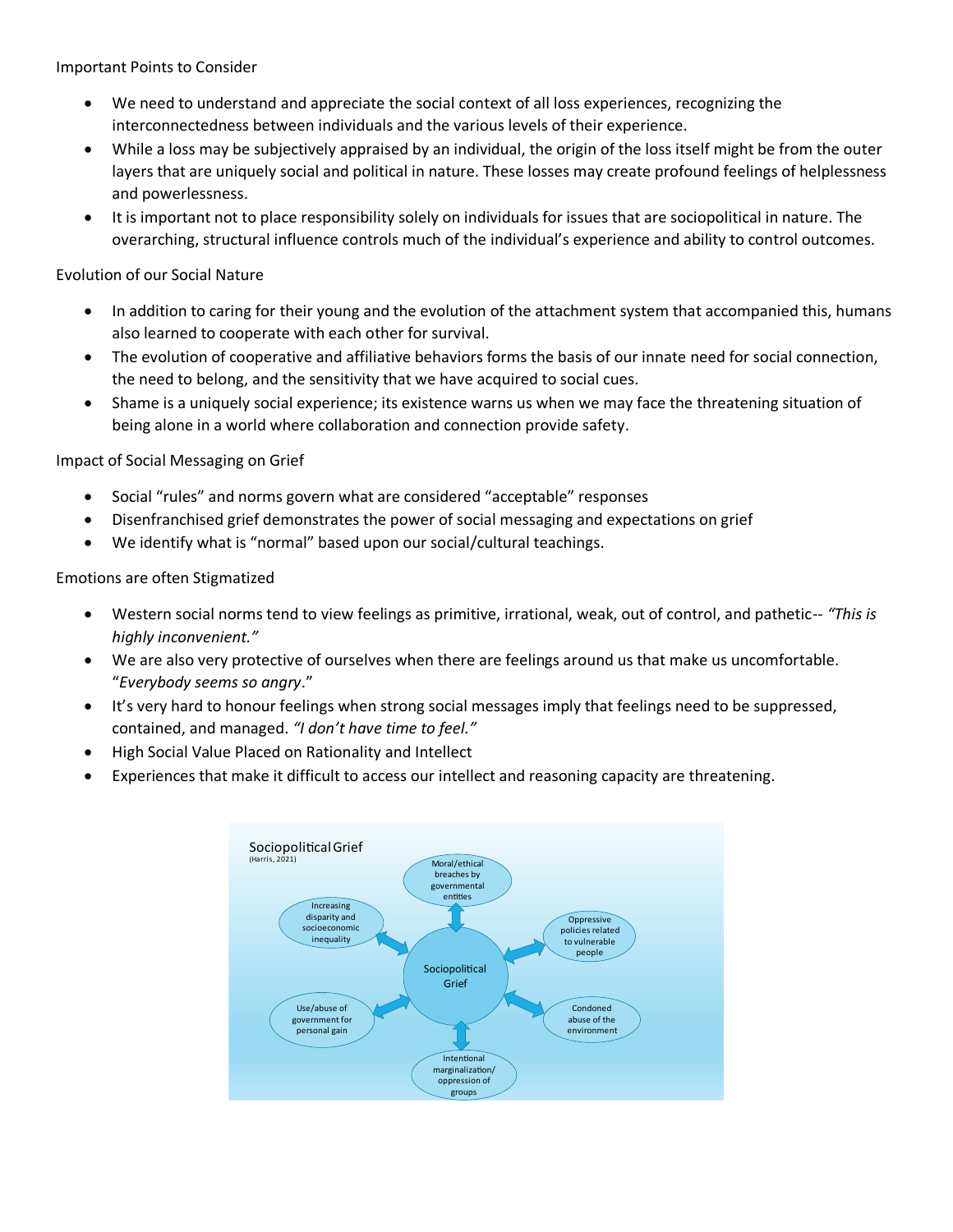Important Points to Consider

- We need to understand and appreciate the social context of all loss experiences, recognizing the interconnectedness between individuals and the various levels of their experience.
- While a loss may be subjectively appraised by an individual, the origin of the loss itself might be from the outer layers that are uniquely social and political in nature. These losses may create profound feelings of helplessness and powerlessness.
- It is important not to place responsibility solely on individuals for issues that are sociopolitical in nature. The overarching, structural influence controls much of the individual's experience and ability to control outcomes.

Evolution of our Social Nature

- In addition to caring for their young and the evolution of the attachment system that accompanied this, humans also learned to cooperate with each other for survival.
- The evolution of cooperative and affiliative behaviors forms the basis of our innate need for social connection, the need to belong, and the sensitivity that we have acquired to social cues.
- Shame is a uniquely social experience; its existence warns us when we may face the threatening situation of being alone in a world where collaboration and connection provide safety.

Impact of Social Messaging on Grief

- Social "rules" and norms govern what are considered "acceptable" responses
- Disenfranchised grief demonstrates the power of social messaging and expectations on grief
- We identify what is "normal" based upon our social/cultural teachings.

Emotions are often Stigmatized

- Western social norms tend to view feelings as primitive, irrational, weak, out of control, and pathetic-- *"This is highly inconvenient."*
- We are also very protective of ourselves when there are feelings around us that make us uncomfortable. "*Everybody seems so angry*."
- It's very hard to honour feelings when strong social messages imply that feelings need to be suppressed, contained, and managed. *"I don't have time to feel."*
- High Social Value Placed on Rationality and Intellect
- Experiences that make it difficult to access our intellect and reasoning capacity are threatening.

Sociopolitical Grief
(Harris, 2021)

Sociopolitical Grief

Moral/ethical breaches by governmental entities

Oppressive policies related to vulnerable people

Condoned abuse of the environment

Intentional marginalization/ oppression of groups

Use/abuse of government for personal gain

Increasing disparity and socioeconomic inequality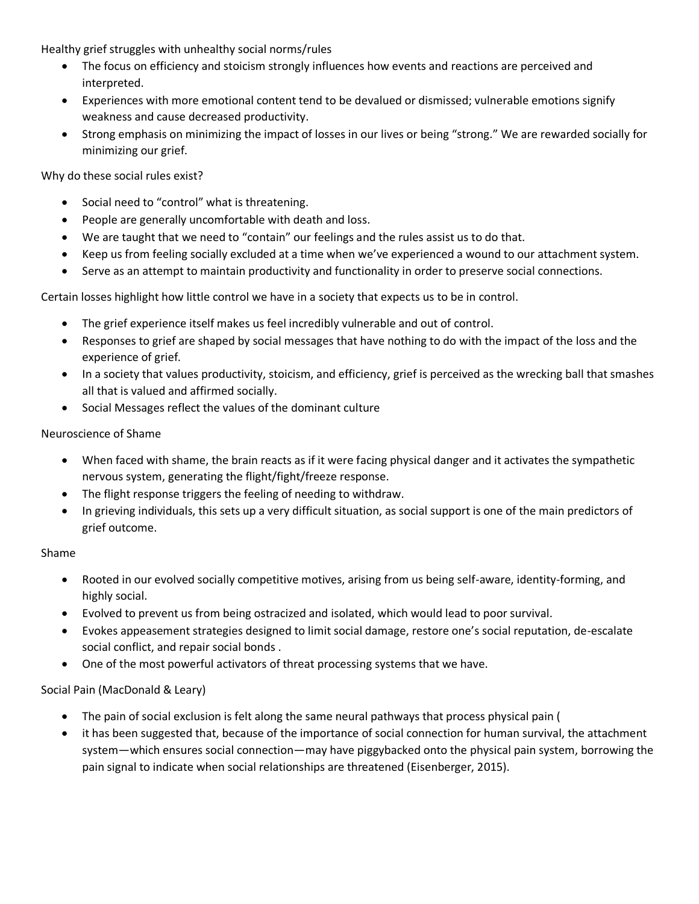Healthy grief struggles with unhealthy social norms/rules

- The focus on efficiency and stoicism strongly influences how events and reactions are perceived and interpreted.
- Experiences with more emotional content tend to be devalued or dismissed; vulnerable emotions signify weakness and cause decreased productivity.
- Strong emphasis on minimizing the impact of losses in our lives or being "strong." We are rewarded socially for minimizing our grief.

Why do these social rules exist?

- Social need to "control" what is threatening.
- People are generally uncomfortable with death and loss.
- We are taught that we need to "contain" our feelings and the rules assist us to do that.
- Keep us from feeling socially excluded at a time when we've experienced a wound to our attachment system.
- Serve as an attempt to maintain productivity and functionality in order to preserve social connections.

Certain losses highlight how little control we have in a society that expects us to be in control.

- The grief experience itself makes us feel incredibly vulnerable and out of control.
- Responses to grief are shaped by social messages that have nothing to do with the impact of the loss and the experience of grief.
- In a society that values productivity, stoicism, and efficiency, grief is perceived as the wrecking ball that smashes all that is valued and affirmed socially.
- Social Messages reflect the values of the dominant culture

Neuroscience of Shame

- When faced with shame, the brain reacts as if it were facing physical danger and it activates the sympathetic nervous system, generating the flight/fight/freeze response.
- The flight response triggers the feeling of needing to withdraw.
- In grieving individuals, this sets up a very difficult situation, as social support is one of the main predictors of grief outcome.

Shame

- Rooted in our evolved socially competitive motives, arising from us being self-aware, identity-forming, and highly social.
- Evolved to prevent us from being ostracized and isolated, which would lead to poor survival.
- Evokes appeasement strategies designed to limit social damage, restore one's social reputation, de-escalate social conflict, and repair social bonds .
- One of the most powerful activators of threat processing systems that we have.

Social Pain (MacDonald & Leary)

- The pain of social exclusion is felt along the same neural pathways that process physical pain (
- it has been suggested that, because of the importance of social connection for human survival, the attachment system—which ensures social connection—may have piggybacked onto the physical pain system, borrowing the pain signal to indicate when social relationships are threatened (Eisenberger, 2015).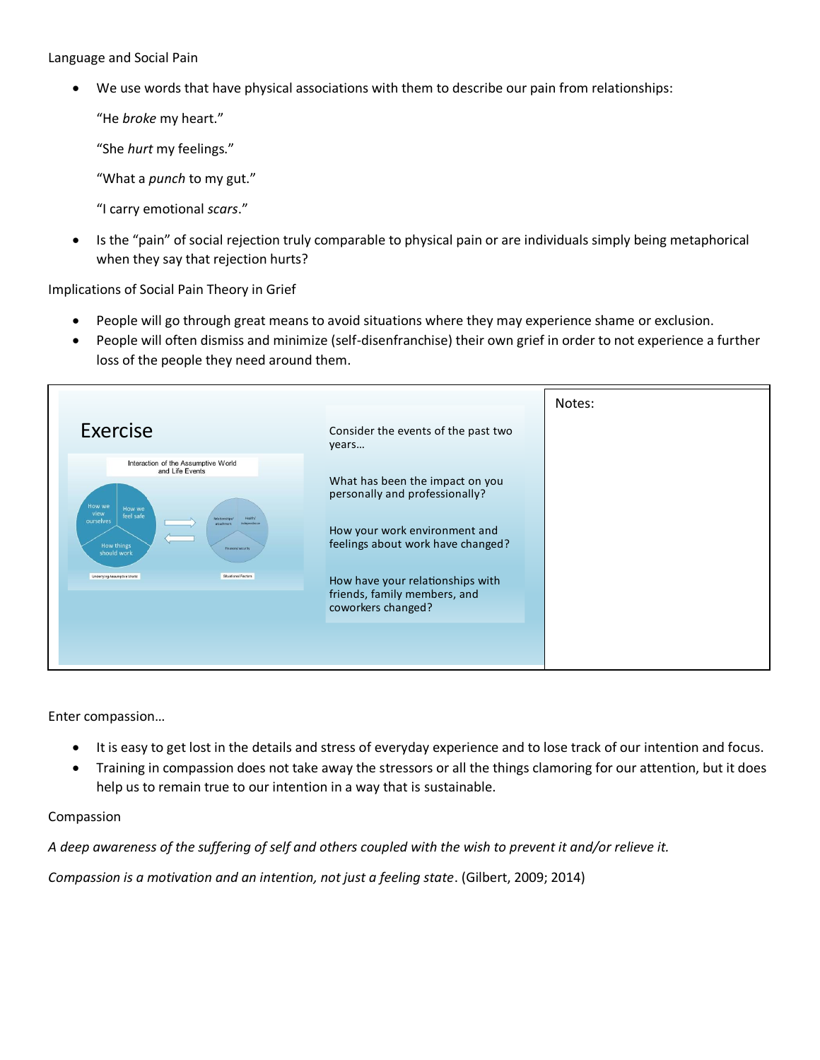Language and Social Pain

- We use words that have physical associations with them to describe our pain from relationships:

  "He *broke* my heart."

  "She *hurt* my feelings."

  "What a *punch* to my gut."

  "I carry emotional *scars*."

- Is the "pain" of social rejection truly comparable to physical pain or are individuals simply being metaphorical when they say that rejection hurts?

Implications of Social Pain Theory in Grief

- People will go through great means to avoid situations where they may experience shame or exclusion.
- People will often dismiss and minimize (self-disenfranchise) their own grief in order to not experience a further loss of the people they need around them.

| Exercise | Notes: |
| --- | --- |
| Interaction of the Assumptive World and Life Events<br>Underlying Assumptive World: How we view ourselves; How we feel safe; How things should work<br>Situational Factors: Relationships/attachment; Healthy independence; Financial security<br><br>Consider the events of the past two years…<br><br>What has been the impact on you personally and professionally?<br><br>How your work environment and feelings about work have changed?<br><br>How have your relationships with friends, family members, and coworkers changed? | |

Enter compassion…

- It is easy to get lost in the details and stress of everyday experience and to lose track of our intention and focus.
- Training in compassion does not take away the stressors or all the things clamoring for our attention, but it does help us to remain true to our intention in a way that is sustainable.

Compassion

*A deep awareness of the suffering of self and others coupled with the wish to prevent it and/or relieve it.*

*Compassion is a motivation and an intention, not just a feeling state*. (Gilbert, 2009; 2014)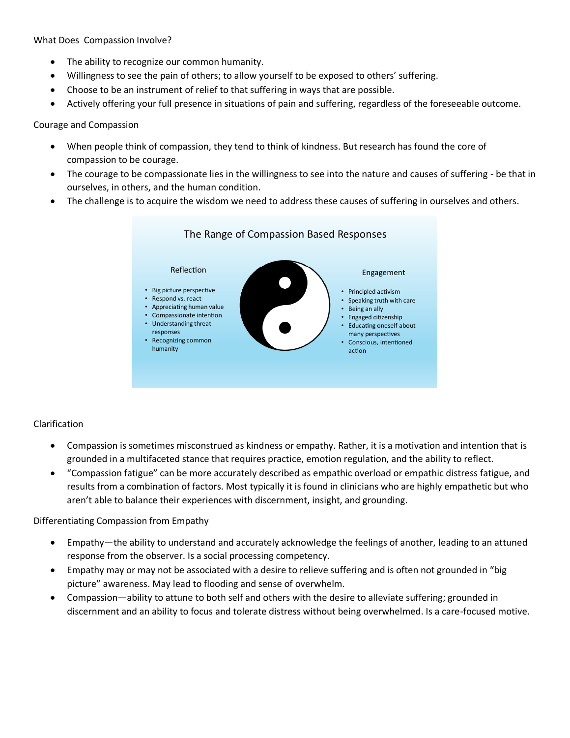What Does Compassion Involve?

- The ability to recognize our common humanity.
- Willingness to see the pain of others; to allow yourself to be exposed to others' suffering.
- Choose to be an instrument of relief to that suffering in ways that are possible.
- Actively offering your full presence in situations of pain and suffering, regardless of the foreseeable outcome.

Courage and Compassion

- When people think of compassion, they tend to think of kindness. But research has found the core of compassion to be courage.
- The courage to be compassionate lies in the willingness to see into the nature and causes of suffering - be that in ourselves, in others, and the human condition.
- The challenge is to acquire the wisdom we need to address these causes of suffering in ourselves and others.

The Range of Compassion Based Responses

Reflection

- Big picture perspective
- Respond vs. react
- Appreciating human value
- Compassionate intention
- Understanding threat responses
- Recognizing common humanity

Engagement

- Principled activism
- Speaking truth with care
- Being an ally
- Engaged citizenship
- Educating oneself about many perspectives
- Conscious, intentioned action

Clarification

- Compassion is sometimes misconstrued as kindness or empathy. Rather, it is a motivation and intention that is grounded in a multifaceted stance that requires practice, emotion regulation, and the ability to reflect.
- "Compassion fatigue" can be more accurately described as empathic overload or empathic distress fatigue, and results from a combination of factors. Most typically it is found in clinicians who are highly empathetic but who aren't able to balance their experiences with discernment, insight, and grounding.

Differentiating Compassion from Empathy

- Empathy—the ability to understand and accurately acknowledge the feelings of another, leading to an attuned response from the observer. Is a social processing competency.
- Empathy may or may not be associated with a desire to relieve suffering and is often not grounded in "big picture" awareness. May lead to flooding and sense of overwhelm.
- Compassion—ability to attune to both self and others with the desire to alleviate suffering; grounded in discernment and an ability to focus and tolerate distress without being overwhelmed. Is a care-focused motive.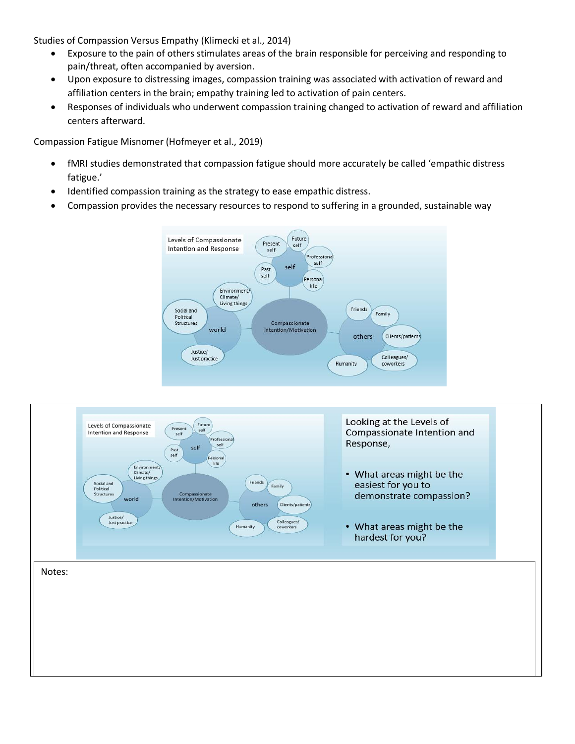Studies of Compassion Versus Empathy (Klimecki et al., 2014)

- Exposure to the pain of others stimulates areas of the brain responsible for perceiving and responding to pain/threat, often accompanied by aversion.
- Upon exposure to distressing images, compassion training was associated with activation of reward and affiliation centers in the brain; empathy training led to activation of pain centers.
- Responses of individuals who underwent compassion training changed to activation of reward and affiliation centers afterward.

Compassion Fatigue Misnomer (Hofmeyer et al., 2019)

- fMRI studies demonstrated that compassion fatigue should more accurately be called 'empathic distress fatigue.'
- Identified compassion training as the strategy to ease empathic distress.
- Compassion provides the necessary resources to respond to suffering in a grounded, sustainable way

Levels of Compassionate Intention and Response

Compassionate Intention/Motivation

- self: Present self, Future self, Professional self, Personal life, Past self
- others: Friends, Family, Clients/patients, Colleagues/coworkers, Humanity
- world: Environment/Climate/Living things, Social and Political Structures, Justice/Just practice

Looking at the Levels of Compassionate Intention and Response,

- What areas might be the easiest for you to demonstrate compassion?
- What areas might be the hardest for you?

Notes: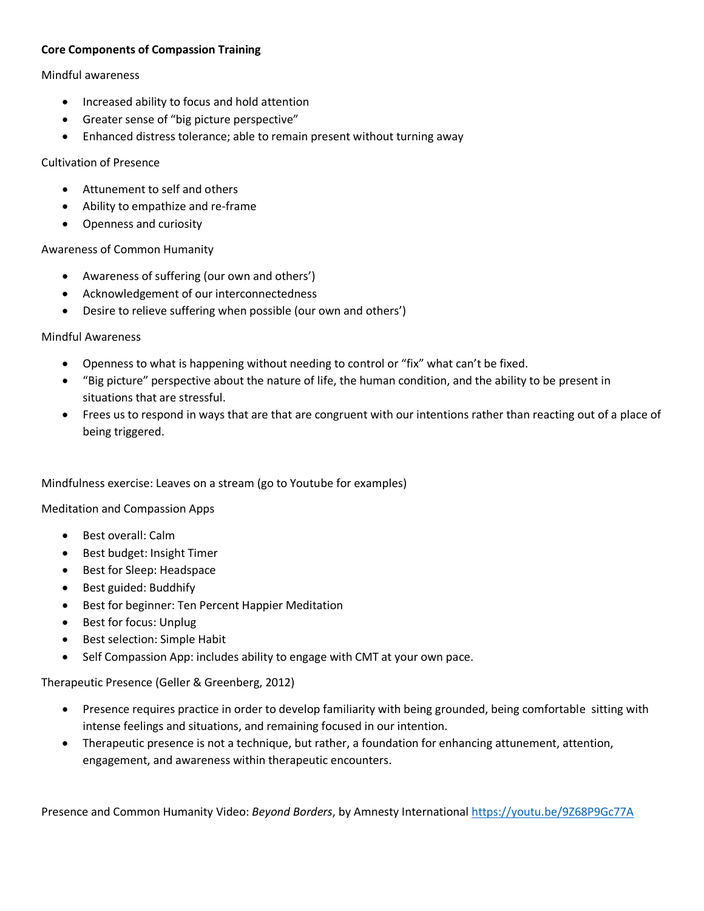**Core Components of Compassion Training**

Mindful awareness

- Increased ability to focus and hold attention
- Greater sense of "big picture perspective"
- Enhanced distress tolerance; able to remain present without turning away

Cultivation of Presence

- Attunement to self and others
- Ability to empathize and re-frame
- Openness and curiosity

Awareness of Common Humanity

- Awareness of suffering (our own and others')
- Acknowledgement of our interconnectedness
- Desire to relieve suffering when possible (our own and others')

Mindful Awareness

- Openness to what is happening without needing to control or "fix" what can't be fixed.
- "Big picture" perspective about the nature of life, the human condition, and the ability to be present in situations that are stressful.
- Frees us to respond in ways that are that are congruent with our intentions rather than reacting out of a place of being triggered.

Mindfulness exercise: Leaves on a stream (go to Youtube for examples)

Meditation and Compassion Apps

- Best overall: Calm
- Best budget: Insight Timer
- Best for Sleep: Headspace
- Best guided: Buddhify
- Best for beginner: Ten Percent Happier Meditation
- Best for focus: Unplug
- Best selection: Simple Habit
- Self Compassion App: includes ability to engage with CMT at your own pace.

Therapeutic Presence (Geller & Greenberg, 2012)

- Presence requires practice in order to develop familiarity with being grounded, being comfortable sitting with intense feelings and situations, and remaining focused in our intention.
- Therapeutic presence is not a technique, but rather, a foundation for enhancing attunement, attention, engagement, and awareness within therapeutic encounters.

Presence and Common Humanity Video: *Beyond Borders*, by Amnesty International https://youtu.be/9Z68P9Gc77A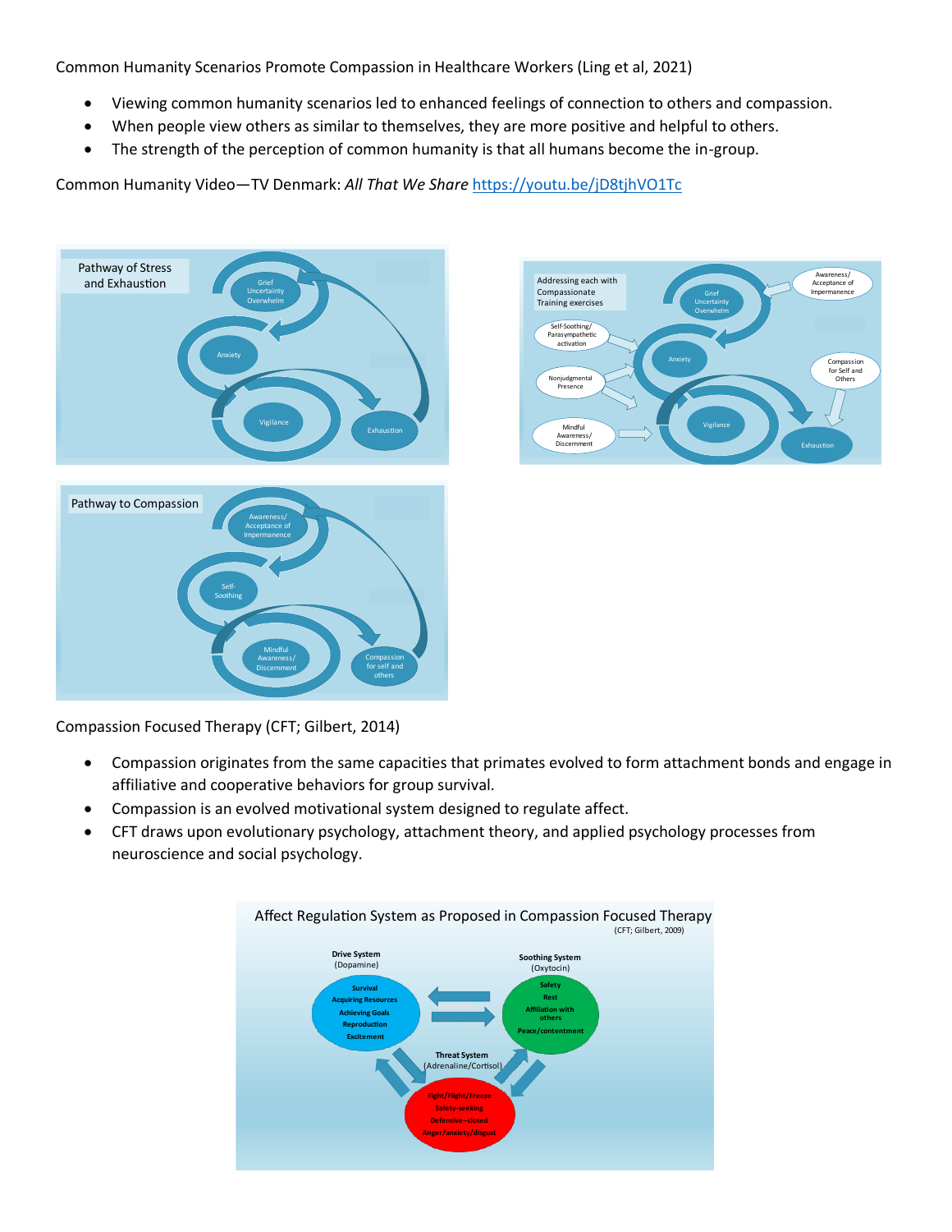Common Humanity Scenarios Promote Compassion in Healthcare Workers (Ling et al, 2021)

- Viewing common humanity scenarios led to enhanced feelings of connection to others and compassion.
- When people view others as similar to themselves, they are more positive and helpful to others.
- The strength of the perception of common humanity is that all humans become the in-group.

Common Humanity Video—TV Denmark: *All That We Share* https://youtu.be/jD8tjhVO1Tc

Pathway of Stress and Exhaustion

Grief Uncertainty Overwhelm

Anxiety

Vigilance

Exhaustion

Addressing each with Compassionate Training exercises

Awareness/ Acceptance of Impermanence

Self-Soothing/ Parasympathetic activation

Nonjudgmental Presence

Mindful Awareness/ Discernment

Compassion for Self and Others

Pathway to Compassion

Awareness/ Acceptance of Impermanence

Self-Soothing

Mindful Awareness/ Discernment

Compassion for self and others

Compassion Focused Therapy (CFT; Gilbert, 2014)

- Compassion originates from the same capacities that primates evolved to form attachment bonds and engage in affiliative and cooperative behaviors for group survival.
- Compassion is an evolved motivational system designed to regulate affect.
- CFT draws upon evolutionary psychology, attachment theory, and applied psychology processes from neuroscience and social psychology.

Affect Regulation System as Proposed in Compassion Focused Therapy
(CFT; Gilbert, 2009)

**Drive System** (Dopamine)
Survival
Acquiring Resources
Achieving Goals
Reproduction
Excitement

**Soothing System** (Oxytocin)
Safety
Rest
Affiliation with others
Peace/contentment

**Threat System** (Adrenaline/Cortisol)
Fight/Flight/Freeze
Safety-seeking
Defensive—closed
Anger/anxiety/disgust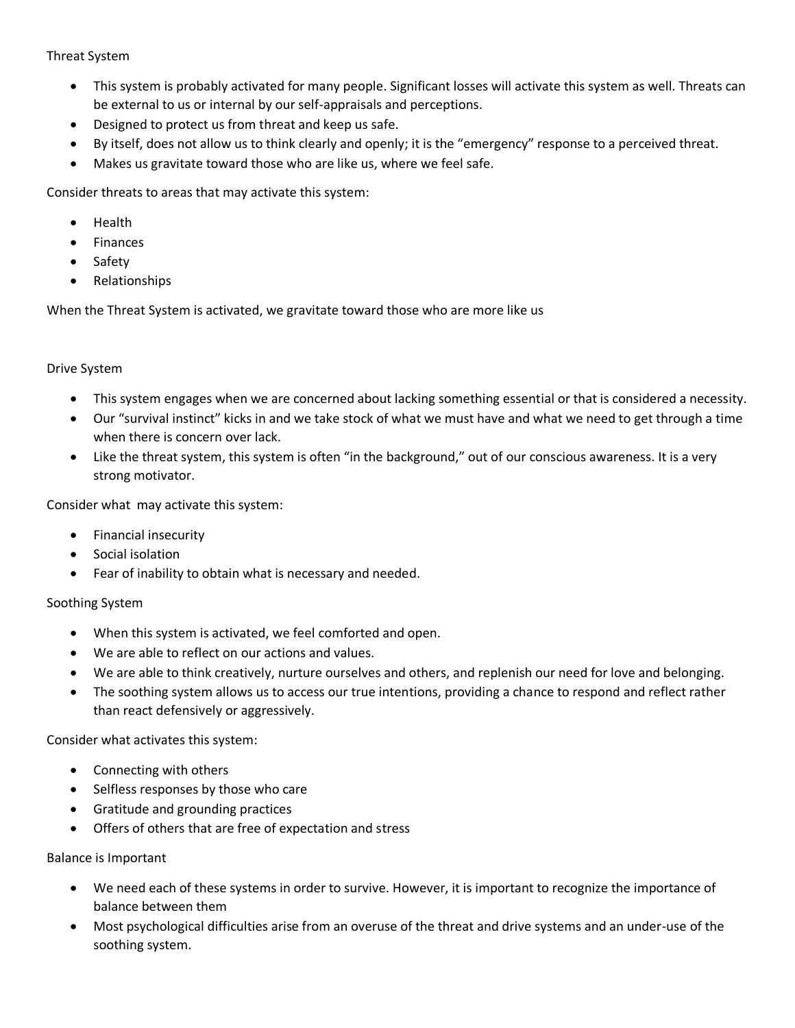## Threat System

- This system is probably activated for many people. Significant losses will activate this system as well. Threats can be external to us or internal by our self-appraisals and perceptions.
- Designed to protect us from threat and keep us safe.
- By itself, does not allow us to think clearly and openly; it is the "emergency" response to a perceived threat.
- Makes us gravitate toward those who are like us, where we feel safe.

Consider threats to areas that may activate this system:

- Health
- Finances
- Safety
- Relationships

When the Threat System is activated, we gravitate toward those who are more like us

## Drive System

- This system engages when we are concerned about lacking something essential or that is considered a necessity.
- Our "survival instinct" kicks in and we take stock of what we must have and what we need to get through a time when there is concern over lack.
- Like the threat system, this system is often "in the background," out of our conscious awareness. It is a very strong motivator.

Consider what may activate this system:

- Financial insecurity
- Social isolation
- Fear of inability to obtain what is necessary and needed.

## Soothing System

- When this system is activated, we feel comforted and open.
- We are able to reflect on our actions and values.
- We are able to think creatively, nurture ourselves and others, and replenish our need for love and belonging.
- The soothing system allows us to access our true intentions, providing a chance to respond and reflect rather than react defensively or aggressively.

Consider what activates this system:

- Connecting with others
- Selfless responses by those who care
- Gratitude and grounding practices
- Offers of others that are free of expectation and stress

## Balance is Important

- We need each of these systems in order to survive. However, it is important to recognize the importance of balance between them
- Most psychological difficulties arise from an overuse of the threat and drive systems and an under-use of the soothing system.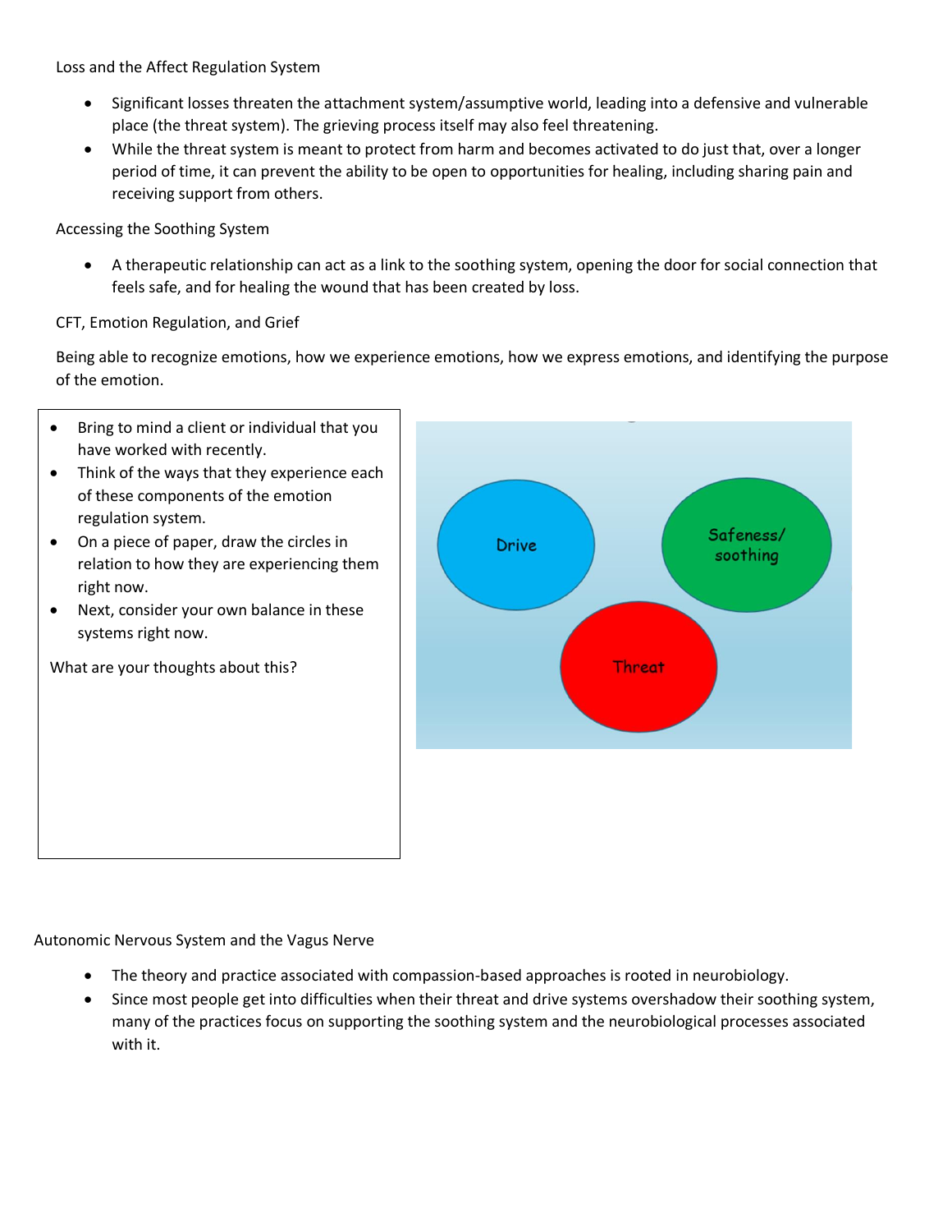## Loss and the Affect Regulation System

- Significant losses threaten the attachment system/assumptive world, leading into a defensive and vulnerable place (the threat system). The grieving process itself may also feel threatening.
- While the threat system is meant to protect from harm and becomes activated to do just that, over a longer period of time, it can prevent the ability to be open to opportunities for healing, including sharing pain and receiving support from others.

## Accessing the Soothing System

- A therapeutic relationship can act as a link to the soothing system, opening the door for social connection that feels safe, and for healing the wound that has been created by loss.

## CFT, Emotion Regulation, and Grief

Being able to recognize emotions, how we experience emotions, how we express emotions, and identifying the purpose of the emotion.

- Bring to mind a client or individual that you have worked with recently.
- Think of the ways that they experience each of these components of the emotion regulation system.
- On a piece of paper, draw the circles in relation to how they are experiencing them right now.
- Next, consider your own balance in these systems right now.

What are your thoughts about this?

Drive

Safeness/ soothing

Threat

## Autonomic Nervous System and the Vagus Nerve

- The theory and practice associated with compassion-based approaches is rooted in neurobiology.
- Since most people get into difficulties when their threat and drive systems overshadow their soothing system, many of the practices focus on supporting the soothing system and the neurobiological processes associated with it.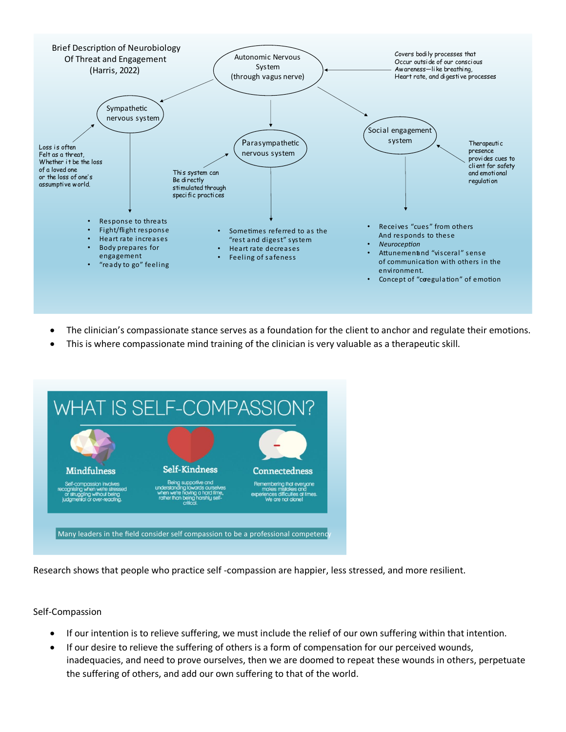Brief Description of Neurobiology Of Threat and Engagement (Harris, 2022)

Autonomic Nervous System (through vagus nerve)

Covers bodily processes that Occur outside of our conscious Awareness—like breathing, Heart rate, and digestive processes

Sympathetic nervous system

Loss is often Felt as a threat, Whether it be the loss of a loved one or the loss of one's assumptive world.

- Response to threats
- Fight/flight response
- Heart rate increases
- Body prepares for engagement
- "ready to go" feeling

Parasympathetic nervous system

This system can Be directly stimulated through specific practices

- Sometimes referred to as the "rest and digest" system
- Heart rate decreases
- Feeling of safeness

Social engagement system

Therapeutic presence provides cues to client for safety and emotional regulation

- Receives "cues" from others And responds to these
- *Neuroception*
- Attunement and "visceral" sense of communication with others in the environment.
- Concept of "coregulation" of emotion

- The clinician's compassionate stance serves as a foundation for the client to anchor and regulate their emotions.
- This is where compassionate mind training of the clinician is very valuable as a therapeutic skill.

WHAT IS SELF-COMPASSION?

**Mindfulness**
Self-compassion involves recognising when we're stressed or struggling without being judgmental or over-reacting.

**Self-Kindness**
Being supportive and understanding towards ourselves when we're having a hard time, rather than being harshly self-critical.

**Connectedness**
Remembering that everyone makes mistakes and experiences difficulties at times. We are not alone!

Many leaders in the field consider self compassion to be a professional competency

Research shows that people who practice self -compassion are happier, less stressed, and more resilient.

Self-Compassion

- If our intention is to relieve suffering, we must include the relief of our own suffering within that intention.
- If our desire to relieve the suffering of others is a form of compensation for our perceived wounds, inadequacies, and need to prove ourselves, then we are doomed to repeat these wounds in others, perpetuate the suffering of others, and add our own suffering to that of the world.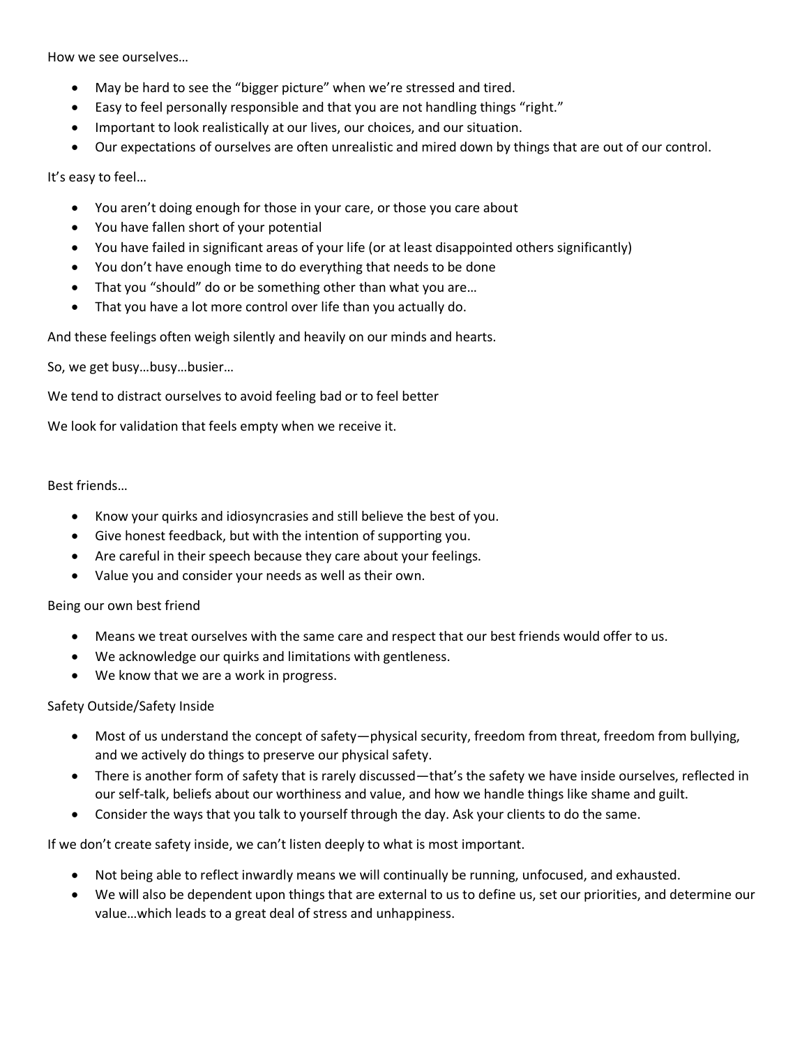How we see ourselves…

- May be hard to see the "bigger picture" when we're stressed and tired.
- Easy to feel personally responsible and that you are not handling things "right."
- Important to look realistically at our lives, our choices, and our situation.
- Our expectations of ourselves are often unrealistic and mired down by things that are out of our control.

It's easy to feel…

- You aren't doing enough for those in your care, or those you care about
- You have fallen short of your potential
- You have failed in significant areas of your life (or at least disappointed others significantly)
- You don't have enough time to do everything that needs to be done
- That you "should" do or be something other than what you are…
- That you have a lot more control over life than you actually do.

And these feelings often weigh silently and heavily on our minds and hearts.

So, we get busy…busy…busier…

We tend to distract ourselves to avoid feeling bad or to feel better

We look for validation that feels empty when we receive it.

Best friends…

- Know your quirks and idiosyncrasies and still believe the best of you.
- Give honest feedback, but with the intention of supporting you.
- Are careful in their speech because they care about your feelings.
- Value you and consider your needs as well as their own.

Being our own best friend

- Means we treat ourselves with the same care and respect that our best friends would offer to us.
- We acknowledge our quirks and limitations with gentleness.
- We know that we are a work in progress.

Safety Outside/Safety Inside

- Most of us understand the concept of safety—physical security, freedom from threat, freedom from bullying, and we actively do things to preserve our physical safety.
- There is another form of safety that is rarely discussed—that's the safety we have inside ourselves, reflected in our self-talk, beliefs about our worthiness and value, and how we handle things like shame and guilt.
- Consider the ways that you talk to yourself through the day. Ask your clients to do the same.

If we don't create safety inside, we can't listen deeply to what is most important.

- Not being able to reflect inwardly means we will continually be running, unfocused, and exhausted.
- We will also be dependent upon things that are external to us to define us, set our priorities, and determine our value…which leads to a great deal of stress and unhappiness.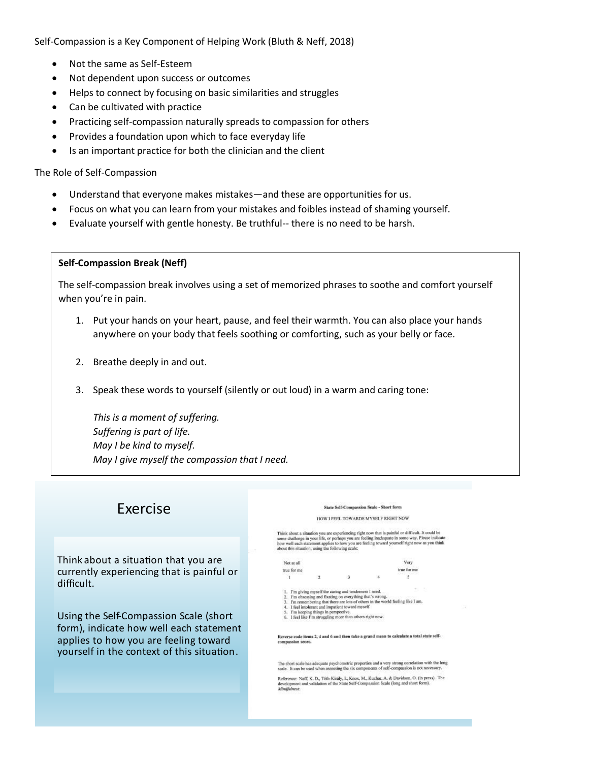Self-Compassion is a Key Component of Helping Work (Bluth & Neff, 2018)

- Not the same as Self-Esteem
- Not dependent upon success or outcomes
- Helps to connect by focusing on basic similarities and struggles
- Can be cultivated with practice
- Practicing self-compassion naturally spreads to compassion for others
- Provides a foundation upon which to face everyday life
- Is an important practice for both the clinician and the client

The Role of Self-Compassion

- Understand that everyone makes mistakes—and these are opportunities for us.
- Focus on what you can learn from your mistakes and foibles instead of shaming yourself.
- Evaluate yourself with gentle honesty. Be truthful-- there is no need to be harsh.

**Self-Compassion Break (Neff)**

The self-compassion break involves using a set of memorized phrases to soothe and comfort yourself when you're in pain.

1. Put your hands on your heart, pause, and feel their warmth. You can also place your hands anywhere on your body that feels soothing or comforting, such as your belly or face.

2. Breathe deeply in and out.

3. Speak these words to yourself (silently or out loud) in a warm and caring tone:

   *This is a moment of suffering.*
   *Suffering is part of life.*
   *May I be kind to myself.*
   *May I give myself the compassion that I need.*

## Exercise

Think about a situation that you are currently experiencing that is painful or difficult.

Using the Self-Compassion Scale (short form), indicate how well each statement applies to how you are feeling toward yourself in the context of this situation.

**State Self-Compassion Scale - Short form**

HOW I FEEL TOWARDS MYSELF RIGHT NOW

Think about a situation you are experiencing right now that is painful or difficult. It could be some challenge in your life, or perhaps you are feeling inadequate in some way. Please indicate how well each statement applies to how you are feeling toward yourself right now as you think about this situation, using the following scale:

| Not at all true for me | | | | Very true for me |
|---|---|---|---|---|
| 1 | 2 | 3 | 4 | 5 |

1. I'm giving myself the caring and tenderness I need.
2. I'm obsessing and fixating on everything that's wrong.
3. I'm remembering that there are lots of others in the world feeling like I am.
4. I feel intolerant and impatient toward myself.
5. I'm keeping things in perspective.
6. I feel like I'm struggling more than others right now.

**Reverse code items 2, 4 and 6 and then take a grand mean to calculate a total state self-compassion score.**

The short scale has adequate psychometric properties and a very strong correlation with the long scale. It can be used when assessing the six components of self-compassion is not necessary.

Reference: Neff, K. D., Tóth-Király, I., Knox, M., Kuchar, A. & Davidson, O. (in press). The development and validation of the State Self-Compassion Scale (long and short form). *Mindfulness.*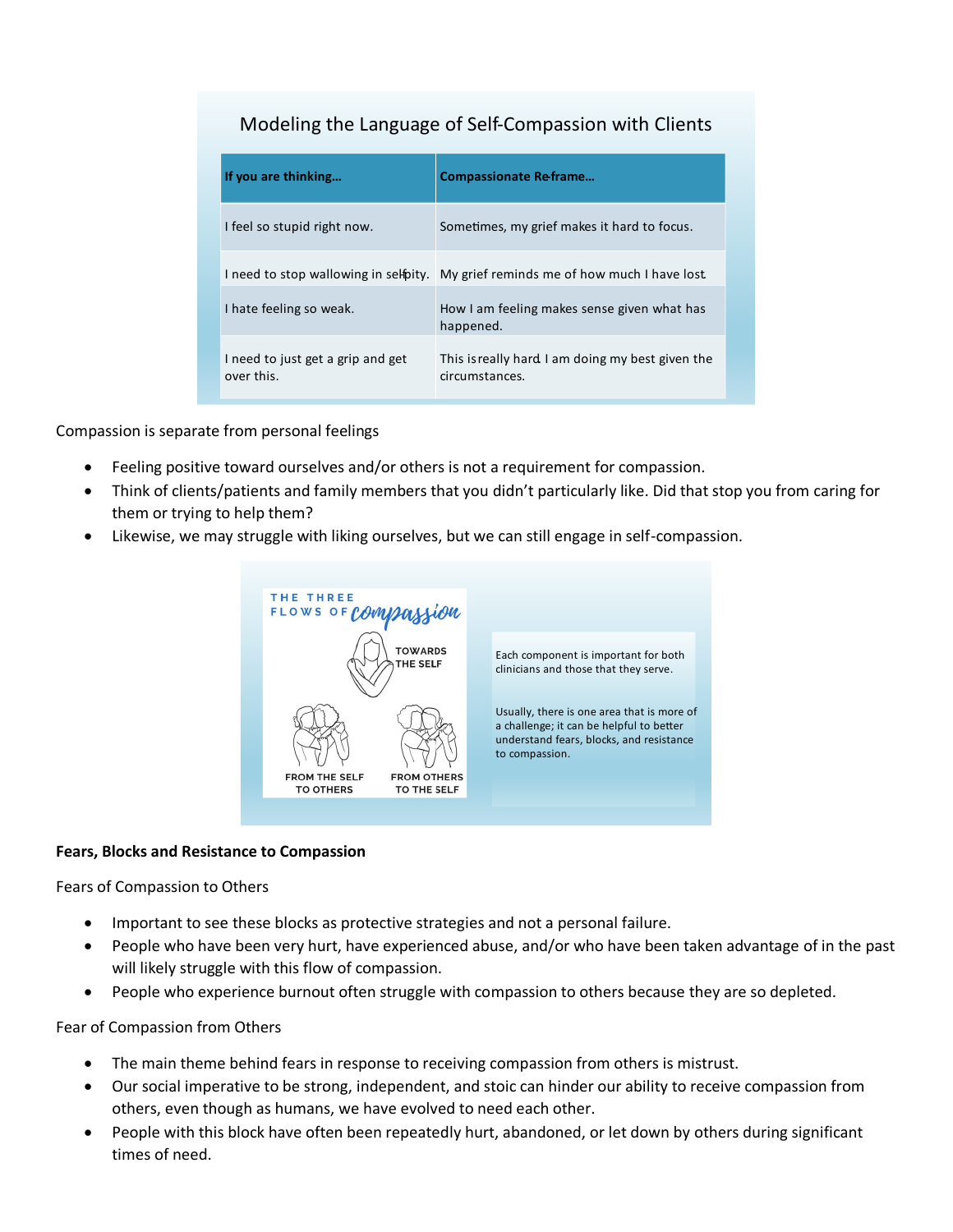### Modeling the Language of Self-Compassion with Clients

| If you are thinking… | Compassionate Re-frame… |
| --- | --- |
| I feel so stupid right now. | Sometimes, my grief makes it hard to focus. |
| I need to stop wallowing in self-pity. | My grief reminds me of how much I have lost. |
| I hate feeling so weak. | How I am feeling makes sense given what has happened. |
| I need to just get a grip and get over this. | This is really hard. I am doing my best given the circumstances. |

Compassion is separate from personal feelings

- Feeling positive toward ourselves and/or others is not a requirement for compassion.
- Think of clients/patients and family members that you didn't particularly like. Did that stop you from caring for them or trying to help them?
- Likewise, we may struggle with liking ourselves, but we can still engage in self-compassion.

THE THREE FLOWS OF compassion

TOWARDS THE SELF

FROM THE SELF TO OTHERS

FROM OTHERS TO THE SELF

Each component is important for both clinicians and those that they serve.

Usually, there is one area that is more of a challenge; it can be helpful to better understand fears, blocks, and resistance to compassion.

**Fears, Blocks and Resistance to Compassion**

Fears of Compassion to Others

- Important to see these blocks as protective strategies and not a personal failure.
- People who have been very hurt, have experienced abuse, and/or who have been taken advantage of in the past will likely struggle with this flow of compassion.
- People who experience burnout often struggle with compassion to others because they are so depleted.

Fear of Compassion from Others

- The main theme behind fears in response to receiving compassion from others is mistrust.
- Our social imperative to be strong, independent, and stoic can hinder our ability to receive compassion from others, even though as humans, we have evolved to need each other.
- People with this block have often been repeatedly hurt, abandoned, or let down by others during significant times of need.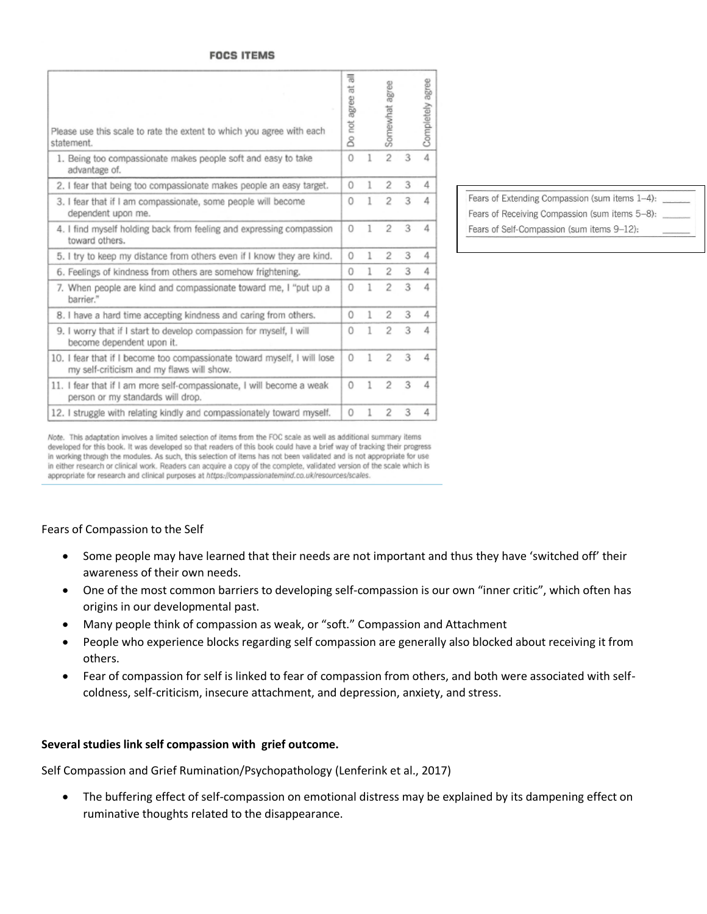**FOCS ITEMS**

| Please use this scale to rate the extent to which you agree with each statement. | Do not agree at all | | Somewhat agree | | Completely agree |
|---|---|---|---|---|---|
| 1. Being too compassionate makes people soft and easy to take advantage of. | 0 | 1 | 2 | 3 | 4 |
| 2. I fear that being too compassionate makes people an easy target. | 0 | 1 | 2 | 3 | 4 |
| 3. I fear that if I am compassionate, some people will become dependent upon me. | 0 | 1 | 2 | 3 | 4 |
| 4. I find myself holding back from feeling and expressing compassion toward others. | 0 | 1 | 2 | 3 | 4 |
| 5. I try to keep my distance from others even if I know they are kind. | 0 | 1 | 2 | 3 | 4 |
| 6. Feelings of kindness from others are somehow frightening. | 0 | 1 | 2 | 3 | 4 |
| 7. When people are kind and compassionate toward me, I "put up a barrier." | 0 | 1 | 2 | 3 | 4 |
| 8. I have a hard time accepting kindness and caring from others. | 0 | 1 | 2 | 3 | 4 |
| 9. I worry that if I start to develop compassion for myself, I will become dependent upon it. | 0 | 1 | 2 | 3 | 4 |
| 10. I fear that if I become too compassionate toward myself, I will lose my self-criticism and my flaws will show. | 0 | 1 | 2 | 3 | 4 |
| 11. I fear that if I am more self-compassionate, I will become a weak person or my standards will drop. | 0 | 1 | 2 | 3 | 4 |
| 12. I struggle with relating kindly and compassionately toward myself. | 0 | 1 | 2 | 3 | 4 |

*Note.* This adaptation involves a limited selection of items from the FOC scale as well as additional summary items developed for this book. It was developed so that readers of this book could have a brief way of tracking their progress in working through the modules. As such, this selection of items has not been validated and is not appropriate for use in either research or clinical work. Readers can acquire a copy of the complete, validated version of the scale which is appropriate for research and clinical purposes at *https://compassionatemind.co.uk/resources/scales*.

Fears of Extending Compassion (sum items 1–4): ______
Fears of Receiving Compassion (sum items 5–8): ______
Fears of Self-Compassion (sum items 9–12): ______

Fears of Compassion to the Self

- Some people may have learned that their needs are not important and thus they have 'switched off' their awareness of their own needs.
- One of the most common barriers to developing self-compassion is our own "inner critic", which often has origins in our developmental past.
- Many people think of compassion as weak, or "soft." Compassion and Attachment
- People who experience blocks regarding self compassion are generally also blocked about receiving it from others.
- Fear of compassion for self is linked to fear of compassion from others, and both were associated with self-coldness, self-criticism, insecure attachment, and depression, anxiety, and stress.

**Several studies link self compassion with grief outcome.**

Self Compassion and Grief Rumination/Psychopathology (Lenferink et al., 2017)

- The buffering effect of self-compassion on emotional distress may be explained by its dampening effect on ruminative thoughts related to the disappearance.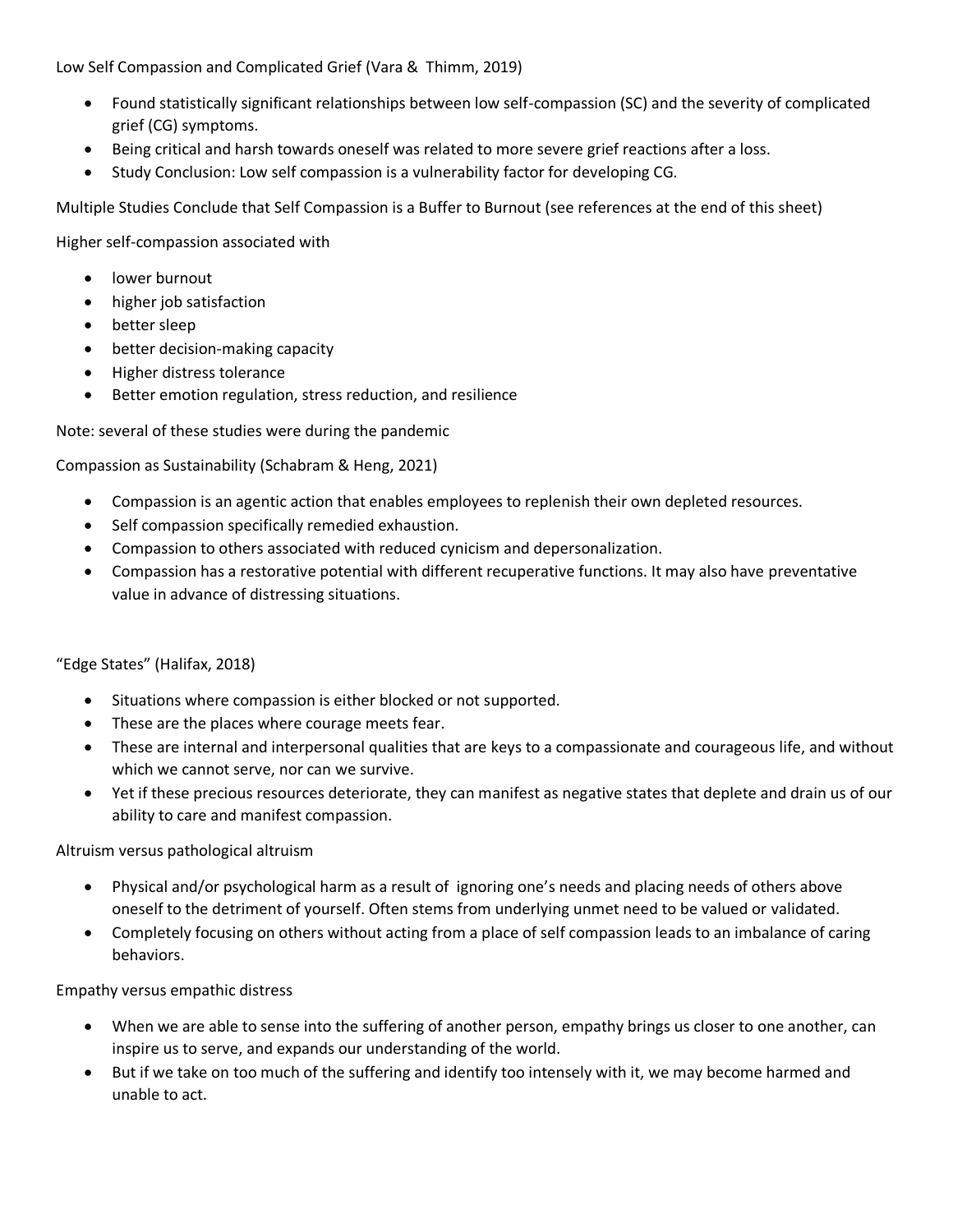Low Self Compassion and Complicated Grief (Vara & Thimm, 2019)

- Found statistically significant relationships between low self-compassion (SC) and the severity of complicated grief (CG) symptoms.
- Being critical and harsh towards oneself was related to more severe grief reactions after a loss.
- Study Conclusion: Low self compassion is a vulnerability factor for developing CG.

Multiple Studies Conclude that Self Compassion is a Buffer to Burnout (see references at the end of this sheet)

Higher self-compassion associated with

- lower burnout
- higher job satisfaction
- better sleep
- better decision-making capacity
- Higher distress tolerance
- Better emotion regulation, stress reduction, and resilience

Note: several of these studies were during the pandemic

Compassion as Sustainability (Schabram & Heng, 2021)

- Compassion is an agentic action that enables employees to replenish their own depleted resources.
- Self compassion specifically remedied exhaustion.
- Compassion to others associated with reduced cynicism and depersonalization.
- Compassion has a restorative potential with different recuperative functions. It may also have preventative value in advance of distressing situations.

"Edge States" (Halifax, 2018)

- Situations where compassion is either blocked or not supported.
- These are the places where courage meets fear.
- These are internal and interpersonal qualities that are keys to a compassionate and courageous life, and without which we cannot serve, nor can we survive.
- Yet if these precious resources deteriorate, they can manifest as negative states that deplete and drain us of our ability to care and manifest compassion.

Altruism versus pathological altruism

- Physical and/or psychological harm as a result of ignoring one's needs and placing needs of others above oneself to the detriment of yourself. Often stems from underlying unmet need to be valued or validated.
- Completely focusing on others without acting from a place of self compassion leads to an imbalance of caring behaviors.

Empathy versus empathic distress

- When we are able to sense into the suffering of another person, empathy brings us closer to one another, can inspire us to serve, and expands our understanding of the world.
- But if we take on too much of the suffering and identify too intensely with it, we may become harmed and unable to act.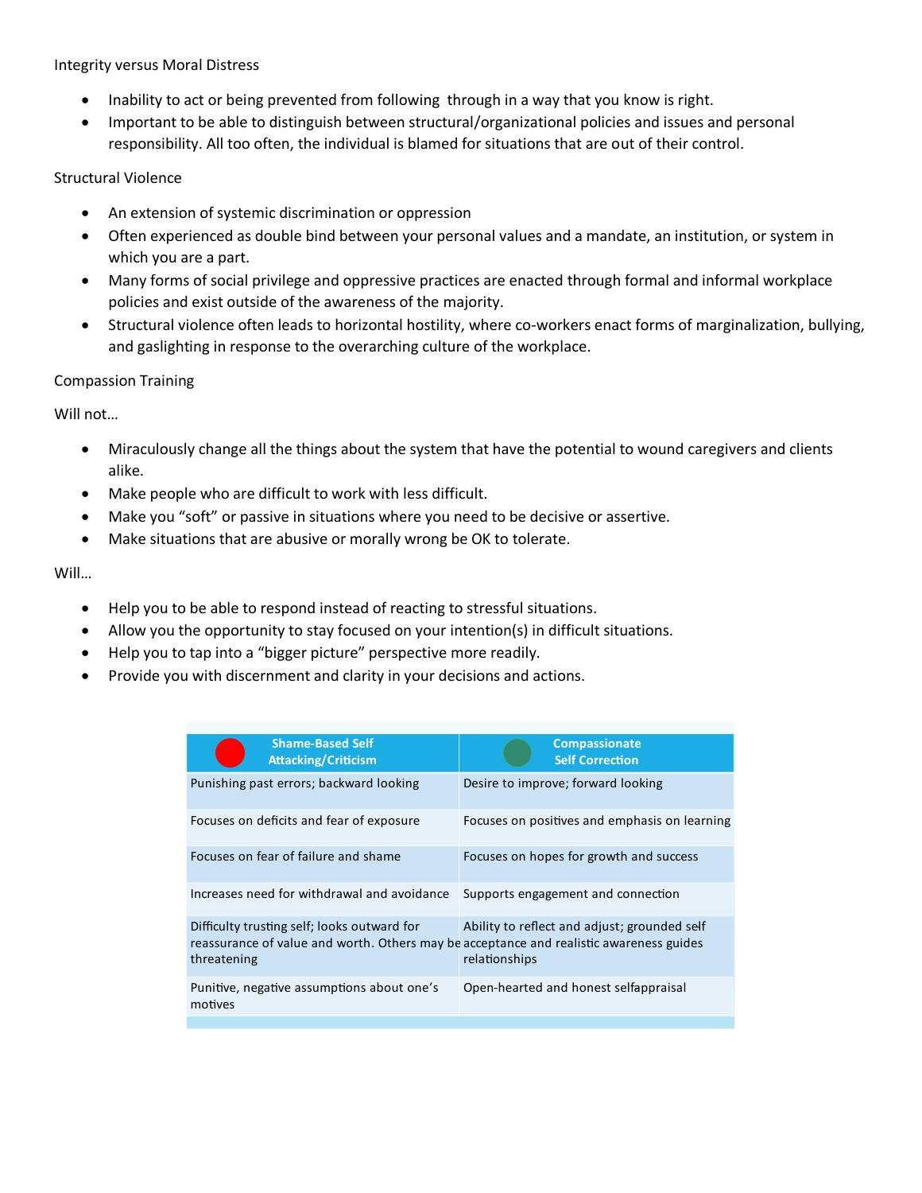Integrity versus Moral Distress

- Inability to act or being prevented from following through in a way that you know is right.
- Important to be able to distinguish between structural/organizational policies and issues and personal responsibility. All too often, the individual is blamed for situations that are out of their control.

Structural Violence

- An extension of systemic discrimination or oppression
- Often experienced as double bind between your personal values and a mandate, an institution, or system in which you are a part.
- Many forms of social privilege and oppressive practices are enacted through formal and informal workplace policies and exist outside of the awareness of the majority.
- Structural violence often leads to horizontal hostility, where co-workers enact forms of marginalization, bullying, and gaslighting in response to the overarching culture of the workplace.

Compassion Training

Will not…

- Miraculously change all the things about the system that have the potential to wound caregivers and clients alike.
- Make people who are difficult to work with less difficult.
- Make you "soft" or passive in situations where you need to be decisive or assertive.
- Make situations that are abusive or morally wrong be OK to tolerate.

Will…

- Help you to be able to respond instead of reacting to stressful situations.
- Allow you the opportunity to stay focused on your intention(s) in difficult situations.
- Help you to tap into a "bigger picture" perspective more readily.
- Provide you with discernment and clarity in your decisions and actions.

| Shame-Based Self Attacking/Criticism | Compassionate Self Correction |
|---|---|
| Punishing past errors; backward looking | Desire to improve; forward looking |
| Focuses on deficits and fear of exposure | Focuses on positives and emphasis on learning |
| Focuses on fear of failure and shame | Focuses on hopes for growth and success |
| Increases need for withdrawal and avoidance | Supports engagement and connection |
| Difficulty trusting self; looks outward for reassurance of value and worth. Others may be threatening | Ability to reflect and adjust; grounded self acceptance and realistic awareness guides relationships |
| Punitive, negative assumptions about one's motives | Open-hearted and honest selfappraisal |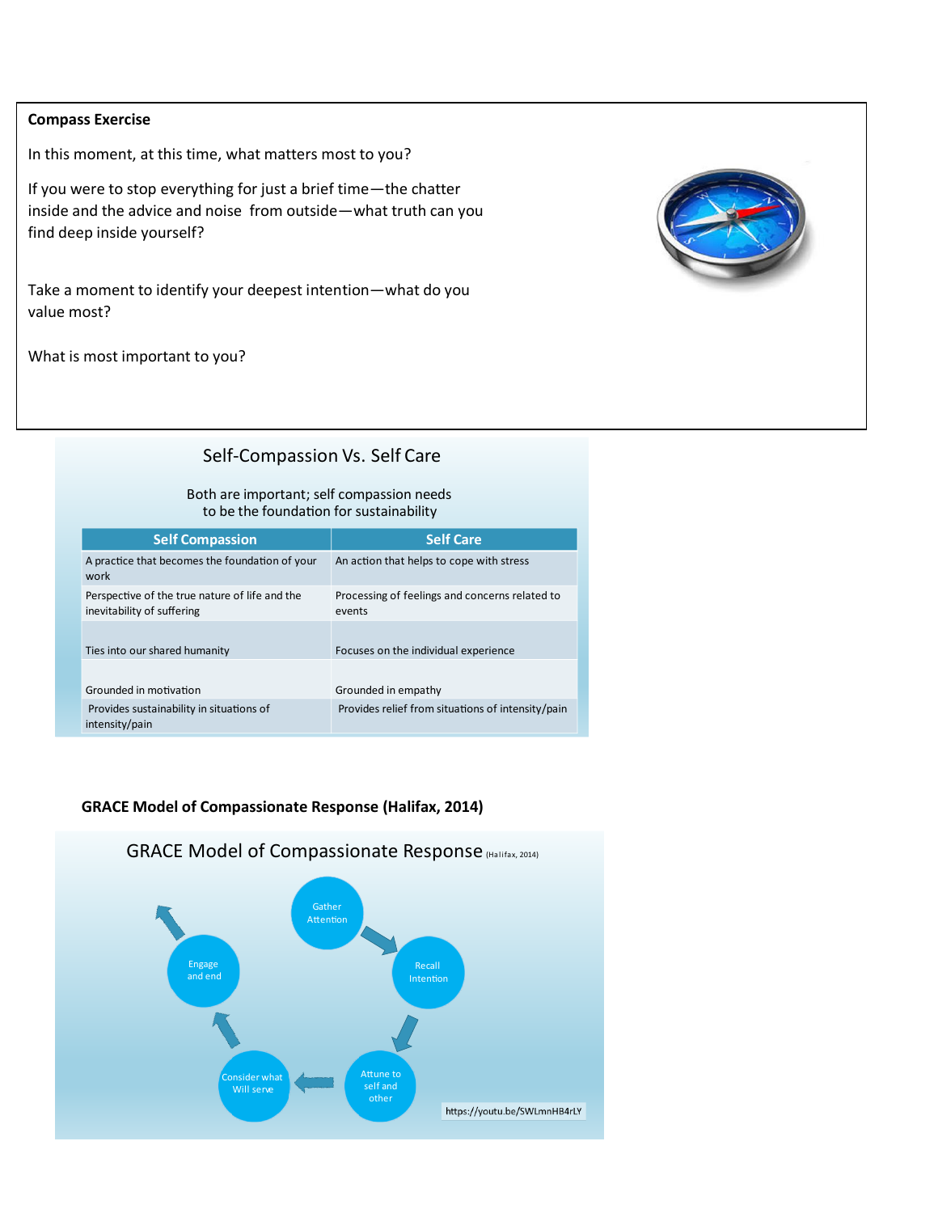**Compass Exercise**

In this moment, at this time, what matters most to you?

If you were to stop everything for just a brief time—the chatter inside and the advice and noise from outside—what truth can you find deep inside yourself?

Take a moment to identify your deepest intention—what do you value most?

What is most important to you?

## Self-Compassion Vs. Self Care

Both are important; self compassion needs to be the foundation for sustainability

| Self Compassion | Self Care |
|---|---|
| A practice that becomes the foundation of your work | An action that helps to cope with stress |
| Perspective of the true nature of life and the inevitability of suffering | Processing of feelings and concerns related to events |
| Ties into our shared humanity | Focuses on the individual experience |
| Grounded in motivation | Grounded in empathy |
| Provides sustainability in situations of intensity/pain | Provides relief from situations of intensity/pain |

**GRACE Model of Compassionate Response (Halifax, 2014)**

GRACE Model of Compassionate Response (Halifax, 2014)

- Gather Attention
- Recall Intention
- Attune to self and other
- Consider what Will serve
- Engage and end

https://youtu.be/SWLmnHB4rLY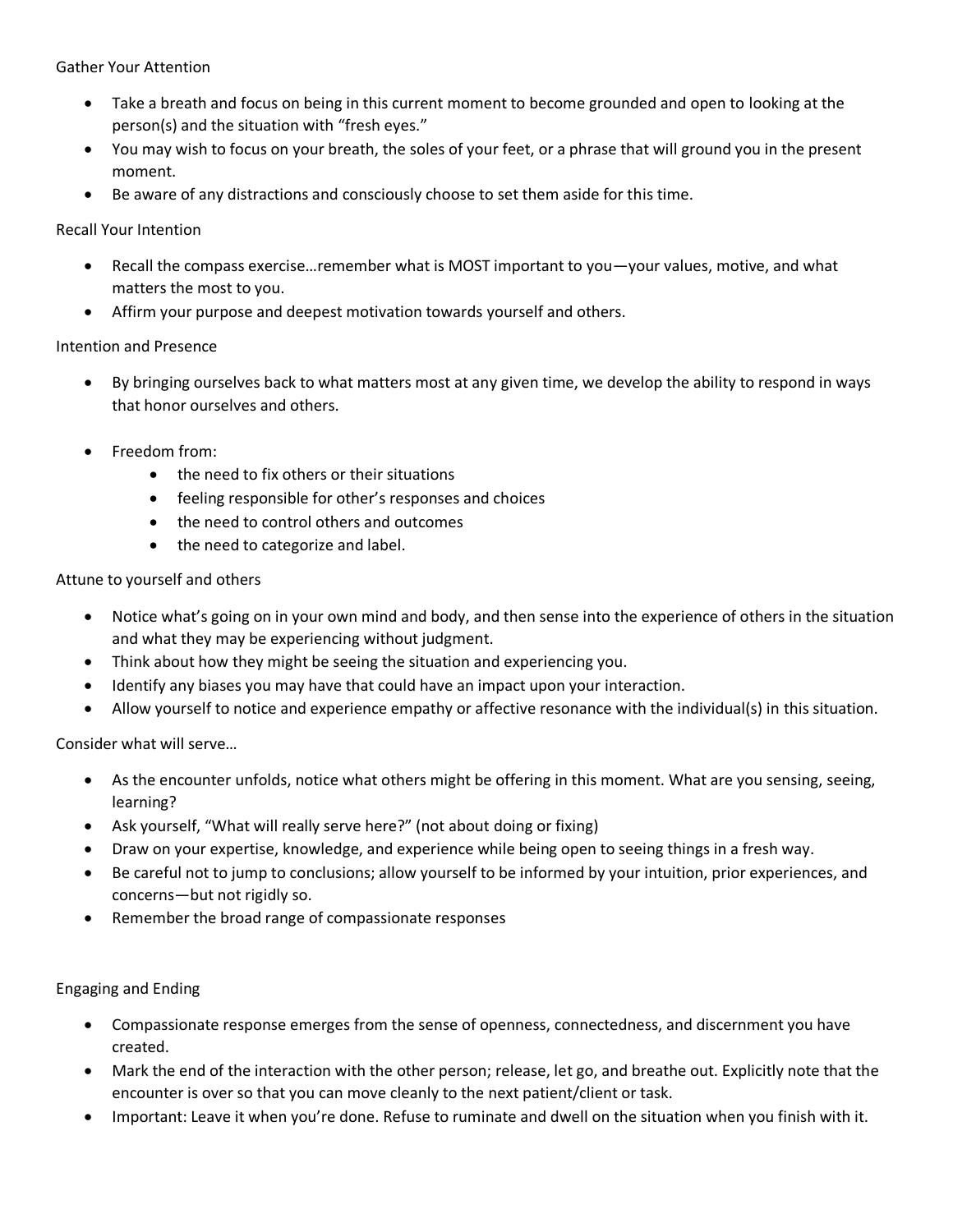Gather Your Attention

- Take a breath and focus on being in this current moment to become grounded and open to looking at the person(s) and the situation with "fresh eyes."
- You may wish to focus on your breath, the soles of your feet, or a phrase that will ground you in the present moment.
- Be aware of any distractions and consciously choose to set them aside for this time.

Recall Your Intention

- Recall the compass exercise…remember what is MOST important to you—your values, motive, and what matters the most to you.
- Affirm your purpose and deepest motivation towards yourself and others.

Intention and Presence

- By bringing ourselves back to what matters most at any given time, we develop the ability to respond in ways that honor ourselves and others.

- Freedom from:
    - the need to fix others or their situations
    - feeling responsible for other's responses and choices
    - the need to control others and outcomes
    - the need to categorize and label.

Attune to yourself and others

- Notice what's going on in your own mind and body, and then sense into the experience of others in the situation and what they may be experiencing without judgment.
- Think about how they might be seeing the situation and experiencing you.
- Identify any biases you may have that could have an impact upon your interaction.
- Allow yourself to notice and experience empathy or affective resonance with the individual(s) in this situation.

Consider what will serve…

- As the encounter unfolds, notice what others might be offering in this moment. What are you sensing, seeing, learning?
- Ask yourself, "What will really serve here?" (not about doing or fixing)
- Draw on your expertise, knowledge, and experience while being open to seeing things in a fresh way.
- Be careful not to jump to conclusions; allow yourself to be informed by your intuition, prior experiences, and concerns—but not rigidly so.
- Remember the broad range of compassionate responses

Engaging and Ending

- Compassionate response emerges from the sense of openness, connectedness, and discernment you have created.
- Mark the end of the interaction with the other person; release, let go, and breathe out. Explicitly note that the encounter is over so that you can move cleanly to the next patient/client or task.
- Important: Leave it when you're done. Refuse to ruminate and dwell on the situation when you finish with it.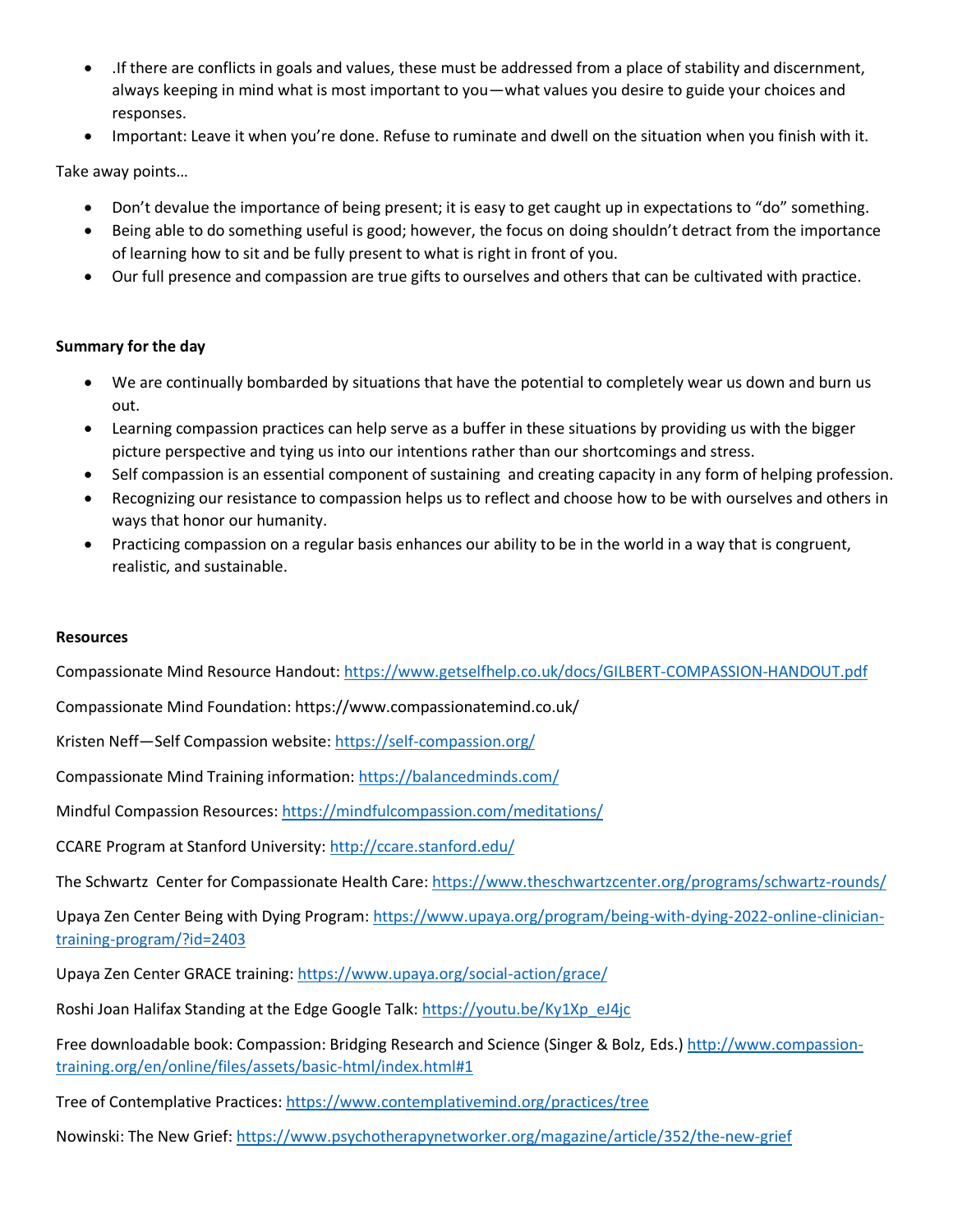- .If there are conflicts in goals and values, these must be addressed from a place of stability and discernment, always keeping in mind what is most important to you—what values you desire to guide your choices and responses.
- Important: Leave it when you're done. Refuse to ruminate and dwell on the situation when you finish with it.

Take away points…

- Don't devalue the importance of being present; it is easy to get caught up in expectations to "do" something.
- Being able to do something useful is good; however, the focus on doing shouldn't detract from the importance of learning how to sit and be fully present to what is right in front of you.
- Our full presence and compassion are true gifts to ourselves and others that can be cultivated with practice.

**Summary for the day**

- We are continually bombarded by situations that have the potential to completely wear us down and burn us out.
- Learning compassion practices can help serve as a buffer in these situations by providing us with the bigger picture perspective and tying us into our intentions rather than our shortcomings and stress.
- Self compassion is an essential component of sustaining and creating capacity in any form of helping profession.
- Recognizing our resistance to compassion helps us to reflect and choose how to be with ourselves and others in ways that honor our humanity.
- Practicing compassion on a regular basis enhances our ability to be in the world in a way that is congruent, realistic, and sustainable.

**Resources**

Compassionate Mind Resource Handout: https://www.getselfhelp.co.uk/docs/GILBERT-COMPASSION-HANDOUT.pdf

Compassionate Mind Foundation: https://www.compassionatemind.co.uk/

Kristen Neff—Self Compassion website: https://self-compassion.org/

Compassionate Mind Training information: https://balancedminds.com/

Mindful Compassion Resources: https://mindfulcompassion.com/meditations/

CCARE Program at Stanford University: http://ccare.stanford.edu/

The Schwartz Center for Compassionate Health Care: https://www.theschwartzcenter.org/programs/schwartz-rounds/

Upaya Zen Center Being with Dying Program: https://www.upaya.org/program/being-with-dying-2022-online-clinician-training-program/?id=2403

Upaya Zen Center GRACE training: https://www.upaya.org/social-action/grace/

Roshi Joan Halifax Standing at the Edge Google Talk: https://youtu.be/Ky1Xp_eJ4jc

Free downloadable book: Compassion: Bridging Research and Science (Singer & Bolz, Eds.) http://www.compassion-training.org/en/online/files/assets/basic-html/index.html#1

Tree of Contemplative Practices: https://www.contemplativemind.org/practices/tree

Nowinski: The New Grief: https://www.psychotherapynetworker.org/magazine/article/352/the-new-grief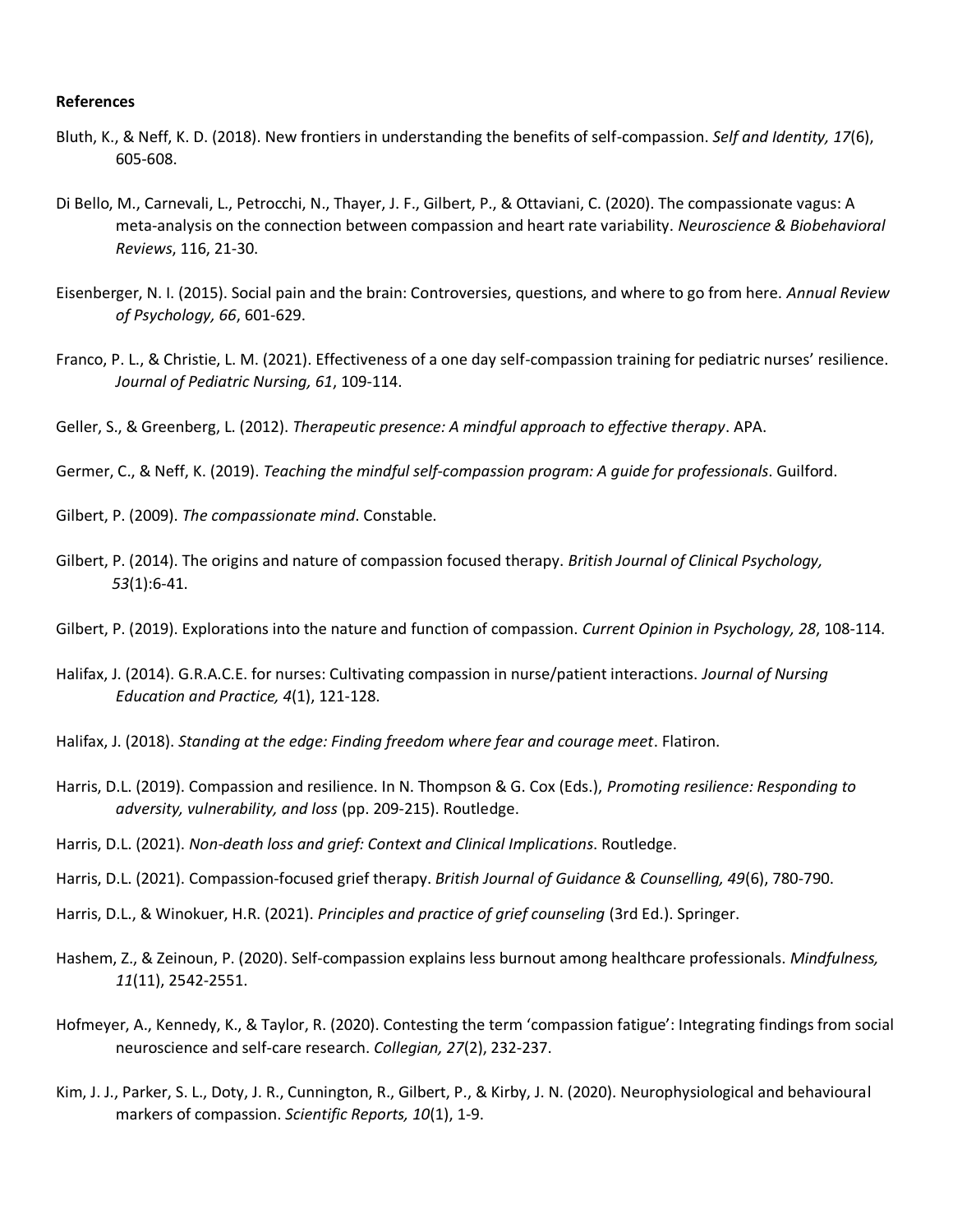**References**

Bluth, K., & Neff, K. D. (2018). New frontiers in understanding the benefits of self-compassion. *Self and Identity, 17*(6), 605-608.

Di Bello, M., Carnevali, L., Petrocchi, N., Thayer, J. F., Gilbert, P., & Ottaviani, C. (2020). The compassionate vagus: A meta-analysis on the connection between compassion and heart rate variability. *Neuroscience & Biobehavioral Reviews*, 116, 21-30.

Eisenberger, N. I. (2015). Social pain and the brain: Controversies, questions, and where to go from here. *Annual Review of Psychology, 66*, 601-629.

Franco, P. L., & Christie, L. M. (2021). Effectiveness of a one day self-compassion training for pediatric nurses' resilience. *Journal of Pediatric Nursing, 61*, 109-114.

Geller, S., & Greenberg, L. (2012). *Therapeutic presence: A mindful approach to effective therapy*. APA.

Germer, C., & Neff, K. (2019). *Teaching the mindful self-compassion program: A guide for professionals*. Guilford.

Gilbert, P. (2009). *The compassionate mind*. Constable.

Gilbert, P. (2014). The origins and nature of compassion focused therapy. *British Journal of Clinical Psychology, 53*(1):6-41.

Gilbert, P. (2019). Explorations into the nature and function of compassion. *Current Opinion in Psychology, 28*, 108-114.

Halifax, J. (2014). G.R.A.C.E. for nurses: Cultivating compassion in nurse/patient interactions. *Journal of Nursing Education and Practice, 4*(1), 121-128.

Halifax, J. (2018). *Standing at the edge: Finding freedom where fear and courage meet*. Flatiron.

Harris, D.L. (2019). Compassion and resilience. In N. Thompson & G. Cox (Eds.), *Promoting resilience: Responding to adversity, vulnerability, and loss* (pp. 209-215). Routledge.

Harris, D.L. (2021). *Non-death loss and grief: Context and Clinical Implications*. Routledge.

Harris, D.L. (2021). Compassion-focused grief therapy. *British Journal of Guidance & Counselling, 49*(6), 780-790.

Harris, D.L., & Winokuer, H.R. (2021). *Principles and practice of grief counseling* (3rd Ed.). Springer.

Hashem, Z., & Zeinoun, P. (2020). Self-compassion explains less burnout among healthcare professionals. *Mindfulness, 11*(11), 2542-2551.

Hofmeyer, A., Kennedy, K., & Taylor, R. (2020). Contesting the term 'compassion fatigue': Integrating findings from social neuroscience and self-care research. *Collegian, 27*(2), 232-237.

Kim, J. J., Parker, S. L., Doty, J. R., Cunnington, R., Gilbert, P., & Kirby, J. N. (2020). Neurophysiological and behavioural markers of compassion. *Scientific Reports, 10*(1), 1-9.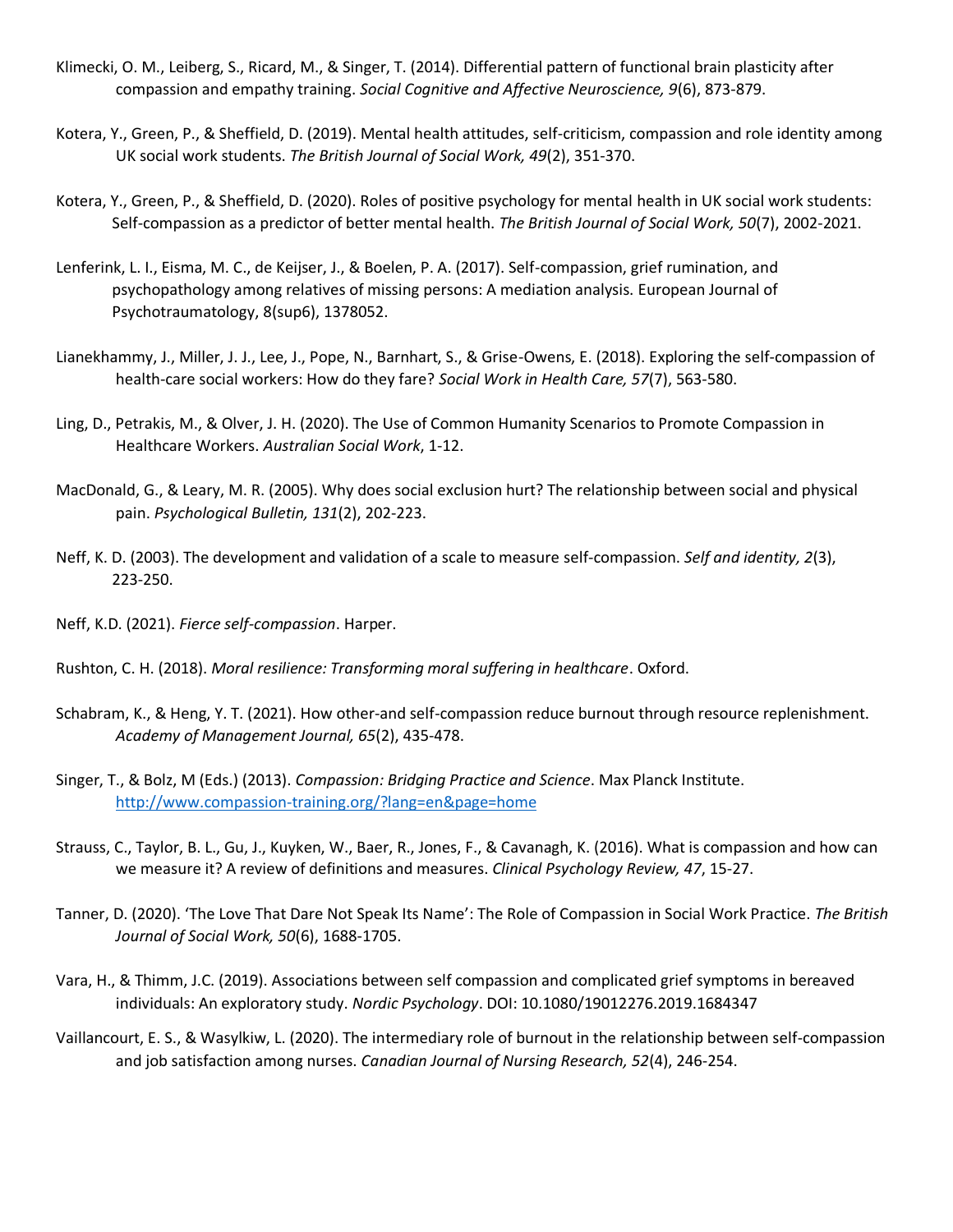Klimecki, O. M., Leiberg, S., Ricard, M., & Singer, T. (2014). Differential pattern of functional brain plasticity after compassion and empathy training. *Social Cognitive and Affective Neuroscience, 9*(6), 873-879.

Kotera, Y., Green, P., & Sheffield, D. (2019). Mental health attitudes, self-criticism, compassion and role identity among UK social work students. *The British Journal of Social Work, 49*(2), 351-370.

Kotera, Y., Green, P., & Sheffield, D. (2020). Roles of positive psychology for mental health in UK social work students: Self-compassion as a predictor of better mental health. *The British Journal of Social Work, 50*(7), 2002-2021.

Lenferink, L. I., Eisma, M. C., de Keijser, J., & Boelen, P. A. (2017). Self-compassion, grief rumination, and psychopathology among relatives of missing persons: A mediation analysis. European Journal of Psychotraumatology, 8(sup6), 1378052.

Lianekhammy, J., Miller, J. J., Lee, J., Pope, N., Barnhart, S., & Grise-Owens, E. (2018). Exploring the self-compassion of health-care social workers: How do they fare? *Social Work in Health Care, 57*(7), 563-580.

Ling, D., Petrakis, M., & Olver, J. H. (2020). The Use of Common Humanity Scenarios to Promote Compassion in Healthcare Workers. *Australian Social Work*, 1-12.

MacDonald, G., & Leary, M. R. (2005). Why does social exclusion hurt? The relationship between social and physical pain. *Psychological Bulletin, 131*(2), 202-223.

Neff, K. D. (2003). The development and validation of a scale to measure self-compassion. *Self and identity, 2*(3), 223-250.

Neff, K.D. (2021). *Fierce self-compassion*. Harper.

Rushton, C. H. (2018). *Moral resilience: Transforming moral suffering in healthcare*. Oxford.

Schabram, K., & Heng, Y. T. (2021). How other-and self-compassion reduce burnout through resource replenishment. *Academy of Management Journal, 65*(2), 435-478.

Singer, T., & Bolz, M (Eds.) (2013). *Compassion: Bridging Practice and Science*. Max Planck Institute. http://www.compassion-training.org/?lang=en&page=home

Strauss, C., Taylor, B. L., Gu, J., Kuyken, W., Baer, R., Jones, F., & Cavanagh, K. (2016). What is compassion and how can we measure it? A review of definitions and measures. *Clinical Psychology Review, 47*, 15-27.

Tanner, D. (2020). 'The Love That Dare Not Speak Its Name': The Role of Compassion in Social Work Practice. *The British Journal of Social Work, 50*(6), 1688-1705.

Vara, H., & Thimm, J.C. (2019). Associations between self compassion and complicated grief symptoms in bereaved individuals: An exploratory study. *Nordic Psychology*. DOI: 10.1080/19012276.2019.1684347

Vaillancourt, E. S., & Wasylkiw, L. (2020). The intermediary role of burnout in the relationship between self-compassion and job satisfaction among nurses. *Canadian Journal of Nursing Research, 52*(4), 246-254.